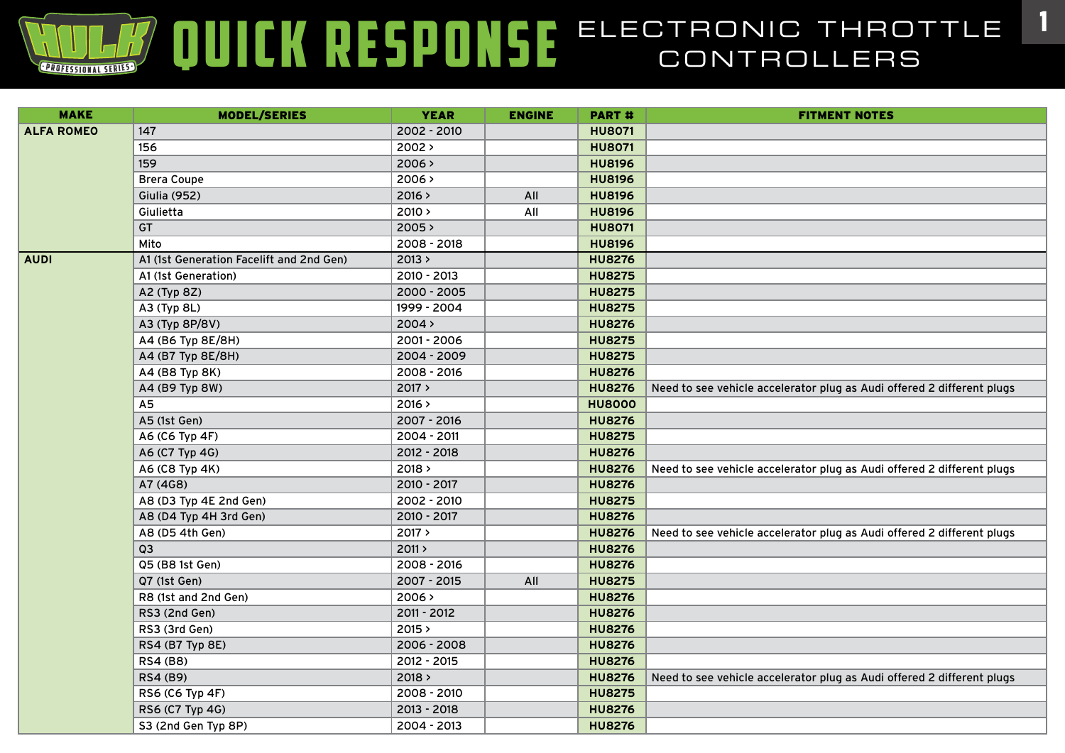# HULK PROFESSIONAL SERIES QUICK RESPONSE ELECTRONIC THROTTLE CONTROLLERS

| MAKE | MODEL/SERIES | YEAR | ENGINE | PART # | FITMENT NOTES |
|---|---|---|---|---|---|
| ALFA ROMEO | 147 | 2002 - 2010 | | HU8071 | |
| | 156 | 2002 > | | HU8071 | |
| | 159 | 2006 > | | HU8196 | |
| | Brera Coupe | 2006 > | | HU8196 | |
| | Giulia (952) | 2016 > | All | HU8196 | |
| | Giulietta | 2010 > | All | HU8196 | |
| | GT | 2005 > | | HU8071 | |
| | Mito | 2008 - 2018 | | HU8196 | |
| AUDI | A1 (1st Generation Facelift and 2nd Gen) | 2013 > | | HU8276 | |
| | A1 (1st Generation) | 2010 - 2013 | | HU8275 | |
| | A2 (Typ 8Z) | 2000 - 2005 | | HU8275 | |
| | A3 (Typ 8L) | 1999 - 2004 | | HU8275 | |
| | A3 (Typ 8P/8V) | 2004 > | | HU8276 | |
| | A4 (B6 Typ 8E/8H) | 2001 - 2006 | | HU8275 | |
| | A4 (B7 Typ 8E/8H) | 2004 - 2009 | | HU8275 | |
| | A4 (B8 Typ 8K) | 2008 - 2016 | | HU8276 | |
| | A4 (B9 Typ 8W) | 2017 > | | HU8276 | Need to see vehicle accelerator plug as Audi offered 2 different plugs |
| | A5 | 2016 > | | HU8000 | |
| | A5 (1st Gen) | 2007 - 2016 | | HU8276 | |
| | A6 (C6 Typ 4F) | 2004 - 2011 | | HU8275 | |
| | A6 (C7 Typ 4G) | 2012 - 2018 | | HU8276 | |
| | A6 (C8 Typ 4K) | 2018 > | | HU8276 | Need to see vehicle accelerator plug as Audi offered 2 different plugs |
| | A7 (4G8) | 2010 - 2017 | | HU8276 | |
| | A8 (D3 Typ 4E 2nd Gen) | 2002 - 2010 | | HU8275 | |
| | A8 (D4 Typ 4H 3rd Gen) | 2010 - 2017 | | HU8276 | |
| | A8 (D5 4th Gen) | 2017 > | | HU8276 | Need to see vehicle accelerator plug as Audi offered 2 different plugs |
| | Q3 | 2011 > | | HU8276 | |
| | Q5 (B8 1st Gen) | 2008 - 2016 | | HU8276 | |
| | Q7 (1st Gen) | 2007 - 2015 | All | HU8275 | |
| | R8 (1st and 2nd Gen) | 2006 > | | HU8276 | |
| | RS3 (2nd Gen) | 2011 - 2012 | | HU8276 | |
| | RS3 (3rd Gen) | 2015 > | | HU8276 | |
| | RS4 (B7 Typ 8E) | 2006 - 2008 | | HU8276 | |
| | RS4 (B8) | 2012 - 2015 | | HU8276 | |
| | RS4 (B9) | 2018 > | | HU8276 | Need to see vehicle accelerator plug as Audi offered 2 different plugs |
| | RS6 (C6 Typ 4F) | 2008 - 2010 | | HU8275 | |
| | RS6 (C7 Typ 4G) | 2013 - 2018 | | HU8276 | |
| | S3 (2nd Gen Typ 8P) | 2004 - 2013 | | HU8276 | |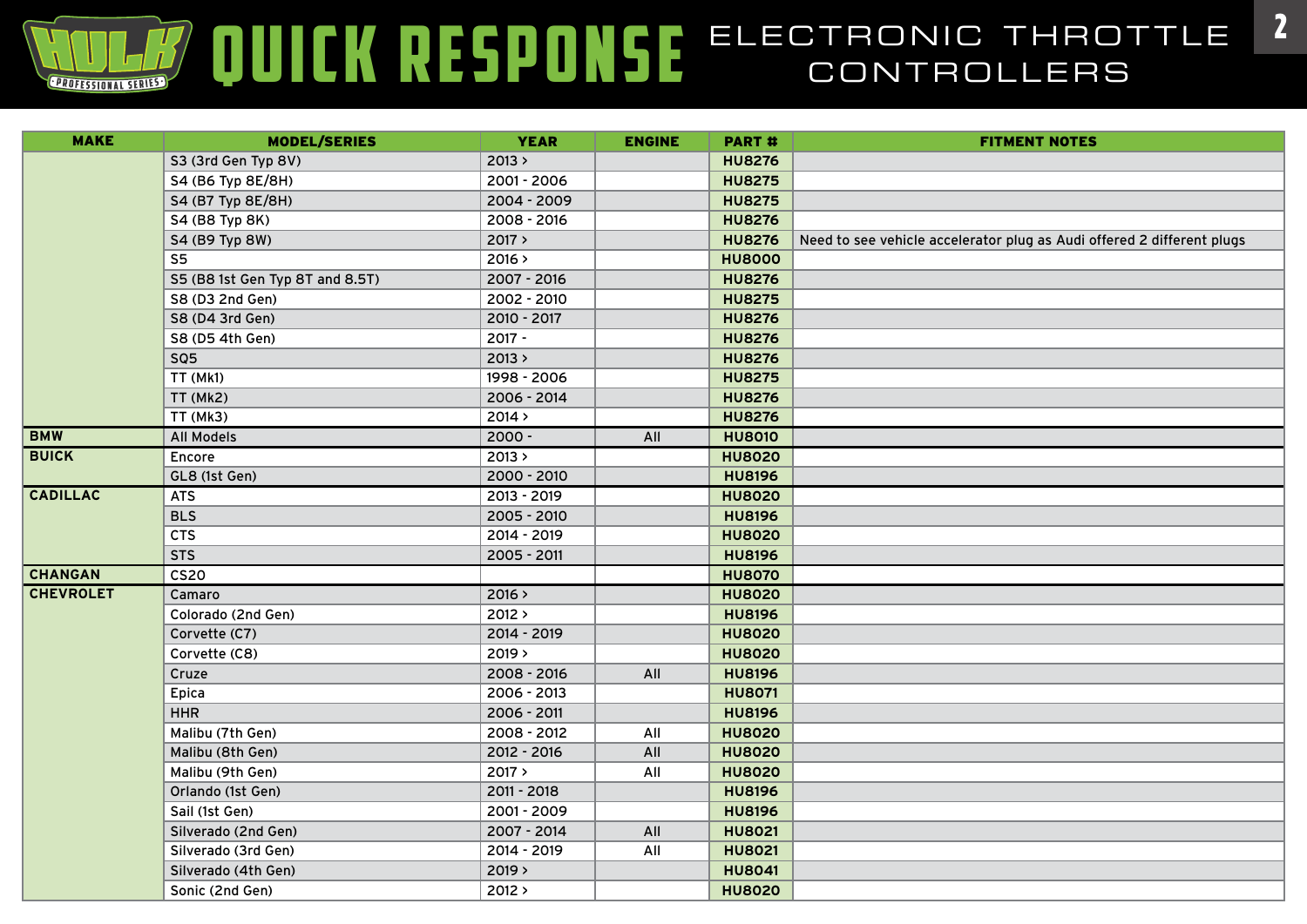# HULK PROFESSIONAL SERIES QUICK RESPONSE ELECTRONIC THROTTLE CONTROLLERS

| MAKE | MODEL/SERIES | YEAR | ENGINE | PART # | FITMENT NOTES |
|---|---|---|---|---|---|
| | S3 (3rd Gen Typ 8V) | 2013 > | | **HU8276** | |
| | S4 (B6 Typ 8E/8H) | 2001 - 2006 | | **HU8275** | |
| | S4 (B7 Typ 8E/8H) | 2004 - 2009 | | **HU8275** | |
| | S4 (B8 Typ 8K) | 2008 - 2016 | | **HU8276** | |
| | S4 (B9 Typ 8W) | 2017 > | | **HU8276** | Need to see vehicle accelerator plug as Audi offered 2 different plugs |
| | S5 | 2016 > | | **HU8000** | |
| | S5 (B8 1st Gen Typ 8T and 8.5T) | 2007 - 2016 | | **HU8276** | |
| | S8 (D3 2nd Gen) | 2002 - 2010 | | **HU8275** | |
| | S8 (D4 3rd Gen) | 2010 - 2017 | | **HU8276** | |
| | S8 (D5 4th Gen) | 2017 - | | **HU8276** | |
| | SQ5 | 2013 > | | **HU8276** | |
| | TT (Mk1) | 1998 - 2006 | | **HU8275** | |
| | TT (Mk2) | 2006 - 2014 | | **HU8276** | |
| | TT (Mk3) | 2014 > | | **HU8276** | |
| **BMW** | All Models | 2000 - | All | **HU8010** | |
| **BUICK** | Encore | 2013 > | | **HU8020** | |
| | GL8 (1st Gen) | 2000 - 2010 | | **HU8196** | |
| **CADILLAC** | ATS | 2013 - 2019 | | **HU8020** | |
| | BLS | 2005 - 2010 | | **HU8196** | |
| | CTS | 2014 - 2019 | | **HU8020** | |
| | STS | 2005 - 2011 | | **HU8196** | |
| **CHANGAN** | CS20 | | | **HU8070** | |
| **CHEVROLET** | Camaro | 2016 > | | **HU8020** | |
| | Colorado (2nd Gen) | 2012 > | | **HU8196** | |
| | Corvette (C7) | 2014 - 2019 | | **HU8020** | |
| | Corvette (C8) | 2019 > | | **HU8020** | |
| | Cruze | 2008 - 2016 | All | **HU8196** | |
| | Epica | 2006 - 2013 | | **HU8071** | |
| | HHR | 2006 - 2011 | | **HU8196** | |
| | Malibu (7th Gen) | 2008 - 2012 | All | **HU8020** | |
| | Malibu (8th Gen) | 2012 - 2016 | All | **HU8020** | |
| | Malibu (9th Gen) | 2017 > | All | **HU8020** | |
| | Orlando (1st Gen) | 2011 - 2018 | | **HU8196** | |
| | Sail (1st Gen) | 2001 - 2009 | | **HU8196** | |
| | Silverado (2nd Gen) | 2007 - 2014 | All | **HU8021** | |
| | Silverado (3rd Gen) | 2014 - 2019 | All | **HU8021** | |
| | Silverado (4th Gen) | 2019 > | | **HU8041** | |
| | Sonic (2nd Gen) | 2012 > | | **HU8020** | |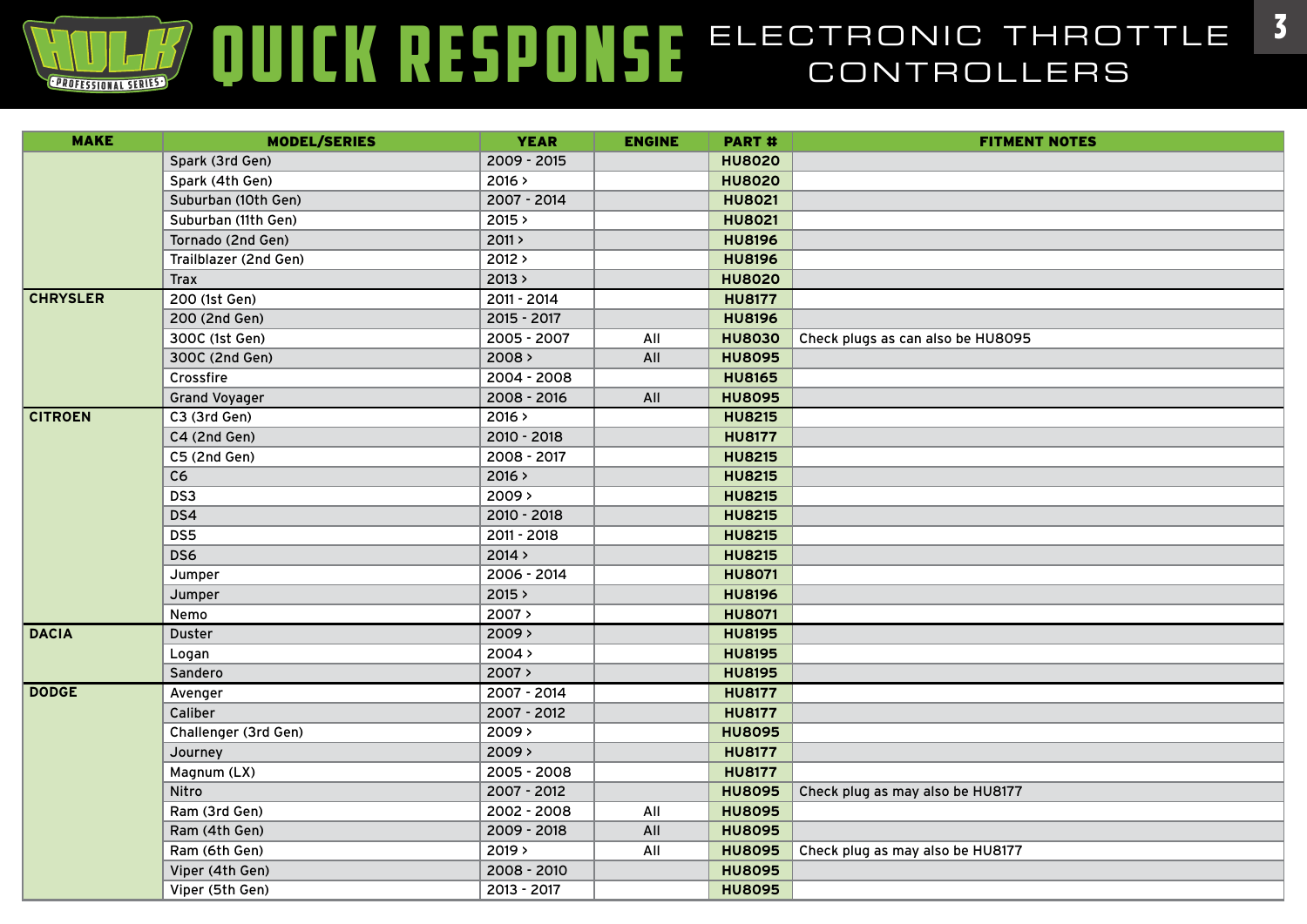# HULK PROFESSIONAL SERIES — QUICK RESPONSE ELECTRONIC THROTTLE CONTROLLERS

| MAKE | MODEL/SERIES | YEAR | ENGINE | PART # | FITMENT NOTES |
|---|---|---|---|---|---|
| | Spark (3rd Gen) | 2009 - 2015 | | HU8020 | |
| | Spark (4th Gen) | 2016 > | | HU8020 | |
| | Suburban (10th Gen) | 2007 - 2014 | | HU8021 | |
| | Suburban (11th Gen) | 2015 > | | HU8021 | |
| | Tornado (2nd Gen) | 2011 > | | HU8196 | |
| | Trailblazer (2nd Gen) | 2012 > | | HU8196 | |
| | Trax | 2013 > | | HU8020 | |
| CHRYSLER | 200 (1st Gen) | 2011 - 2014 | | HU8177 | |
| | 200 (2nd Gen) | 2015 - 2017 | | HU8196 | |
| | 300C (1st Gen) | 2005 - 2007 | All | HU8030 | Check plugs as can also be HU8095 |
| | 300C (2nd Gen) | 2008 > | All | HU8095 | |
| | Crossfire | 2004 - 2008 | | HU8165 | |
| | Grand Voyager | 2008 - 2016 | All | HU8095 | |
| CITROEN | C3 (3rd Gen) | 2016 > | | HU8215 | |
| | C4 (2nd Gen) | 2010 - 2018 | | HU8177 | |
| | C5 (2nd Gen) | 2008 - 2017 | | HU8215 | |
| | C6 | 2016 > | | HU8215 | |
| | DS3 | 2009 > | | HU8215 | |
| | DS4 | 2010 - 2018 | | HU8215 | |
| | DS5 | 2011 - 2018 | | HU8215 | |
| | DS6 | 2014 > | | HU8215 | |
| | Jumper | 2006 - 2014 | | HU8071 | |
| | Jumper | 2015 > | | HU8196 | |
| | Nemo | 2007 > | | HU8071 | |
| DACIA | Duster | 2009 > | | HU8195 | |
| | Logan | 2004 > | | HU8195 | |
| | Sandero | 2007 > | | HU8195 | |
| DODGE | Avenger | 2007 - 2014 | | HU8177 | |
| | Caliber | 2007 - 2012 | | HU8177 | |
| | Challenger (3rd Gen) | 2009 > | | HU8095 | |
| | Journey | 2009 > | | HU8177 | |
| | Magnum (LX) | 2005 - 2008 | | HU8177 | |
| | Nitro | 2007 - 2012 | | HU8095 | Check plug as may also be HU8177 |
| | Ram (3rd Gen) | 2002 - 2008 | All | HU8095 | |
| | Ram (4th Gen) | 2009 - 2018 | All | HU8095 | |
| | Ram (6th Gen) | 2019 > | All | HU8095 | Check plug as may also be HU8177 |
| | Viper (4th Gen) | 2008 - 2010 | | HU8095 | |
| | Viper (5th Gen) | 2013 - 2017 | | HU8095 | |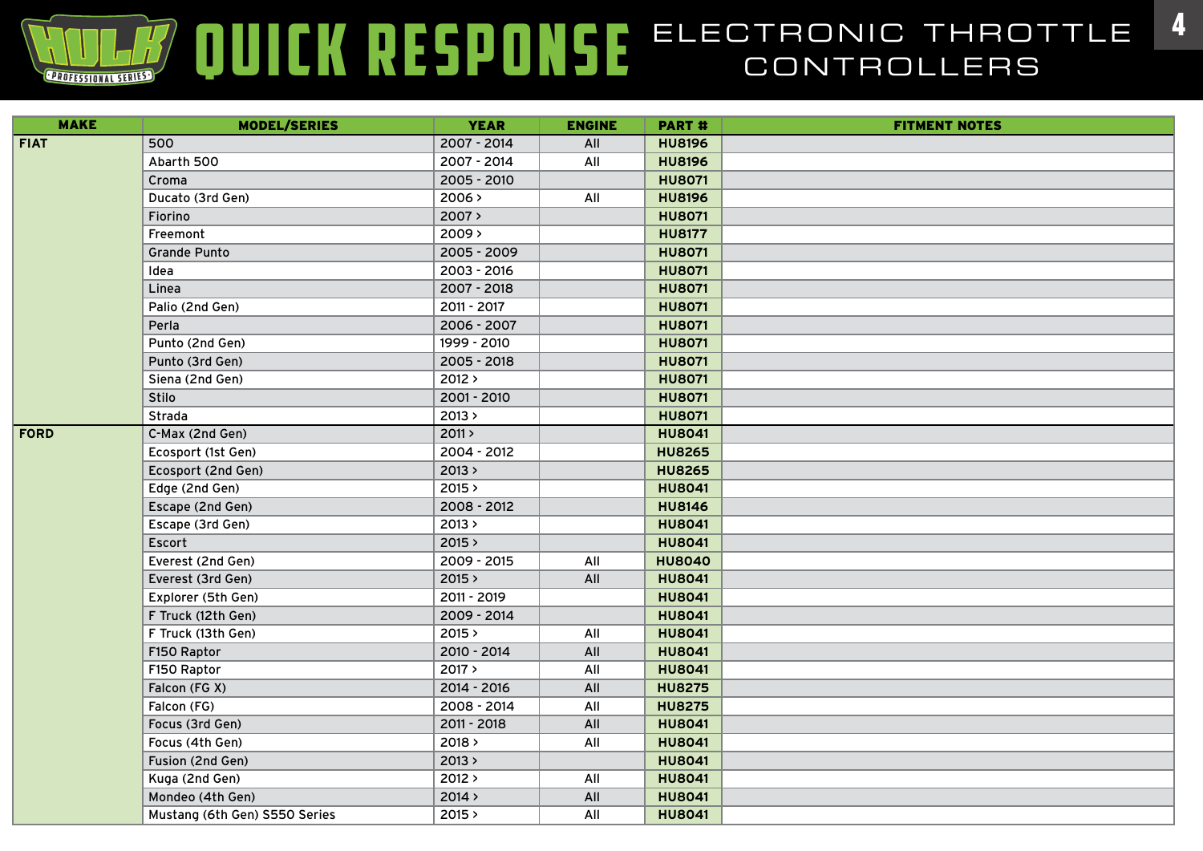# QUICK RESPONSE ELECTRONIC THROTTLE CONTROLLERS

| MAKE | MODEL/SERIES | YEAR | ENGINE | PART # | FITMENT NOTES |
|---|---|---|---|---|---|
| FIAT | 500 | 2007 - 2014 | All | HU8196 | |
| | Abarth 500 | 2007 - 2014 | All | HU8196 | |
| | Croma | 2005 - 2010 | | HU8071 | |
| | Ducato (3rd Gen) | 2006 > | All | HU8196 | |
| | Fiorino | 2007 > | | HU8071 | |
| | Freemont | 2009 > | | HU8177 | |
| | Grande Punto | 2005 - 2009 | | HU8071 | |
| | Idea | 2003 - 2016 | | HU8071 | |
| | Linea | 2007 - 2018 | | HU8071 | |
| | Palio (2nd Gen) | 2011 - 2017 | | HU8071 | |
| | Perla | 2006 - 2007 | | HU8071 | |
| | Punto (2nd Gen) | 1999 - 2010 | | HU8071 | |
| | Punto (3rd Gen) | 2005 - 2018 | | HU8071 | |
| | Siena (2nd Gen) | 2012 > | | HU8071 | |
| | Stilo | 2001 - 2010 | | HU8071 | |
| | Strada | 2013 > | | HU8071 | |
| FORD | C-Max (2nd Gen) | 2011 > | | HU8041 | |
| | Ecosport (1st Gen) | 2004 - 2012 | | HU8265 | |
| | Ecosport (2nd Gen) | 2013 > | | HU8265 | |
| | Edge (2nd Gen) | 2015 > | | HU8041 | |
| | Escape (2nd Gen) | 2008 - 2012 | | HU8146 | |
| | Escape (3rd Gen) | 2013 > | | HU8041 | |
| | Escort | 2015 > | | HU8041 | |
| | Everest (2nd Gen) | 2009 - 2015 | All | HU8040 | |
| | Everest (3rd Gen) | 2015 > | All | HU8041 | |
| | Explorer (5th Gen) | 2011 - 2019 | | HU8041 | |
| | F Truck (12th Gen) | 2009 - 2014 | | HU8041 | |
| | F Truck (13th Gen) | 2015 > | All | HU8041 | |
| | F150 Raptor | 2010 - 2014 | All | HU8041 | |
| | F150 Raptor | 2017 > | All | HU8041 | |
| | Falcon (FG X) | 2014 - 2016 | All | HU8275 | |
| | Falcon (FG) | 2008 - 2014 | All | HU8275 | |
| | Focus (3rd Gen) | 2011 - 2018 | All | HU8041 | |
| | Focus (4th Gen) | 2018 > | All | HU8041 | |
| | Fusion (2nd Gen) | 2013 > | | HU8041 | |
| | Kuga (2nd Gen) | 2012 > | All | HU8041 | |
| | Mondeo (4th Gen) | 2014 > | All | HU8041 | |
| | Mustang (6th Gen) S550 Series | 2015 > | All | HU8041 | |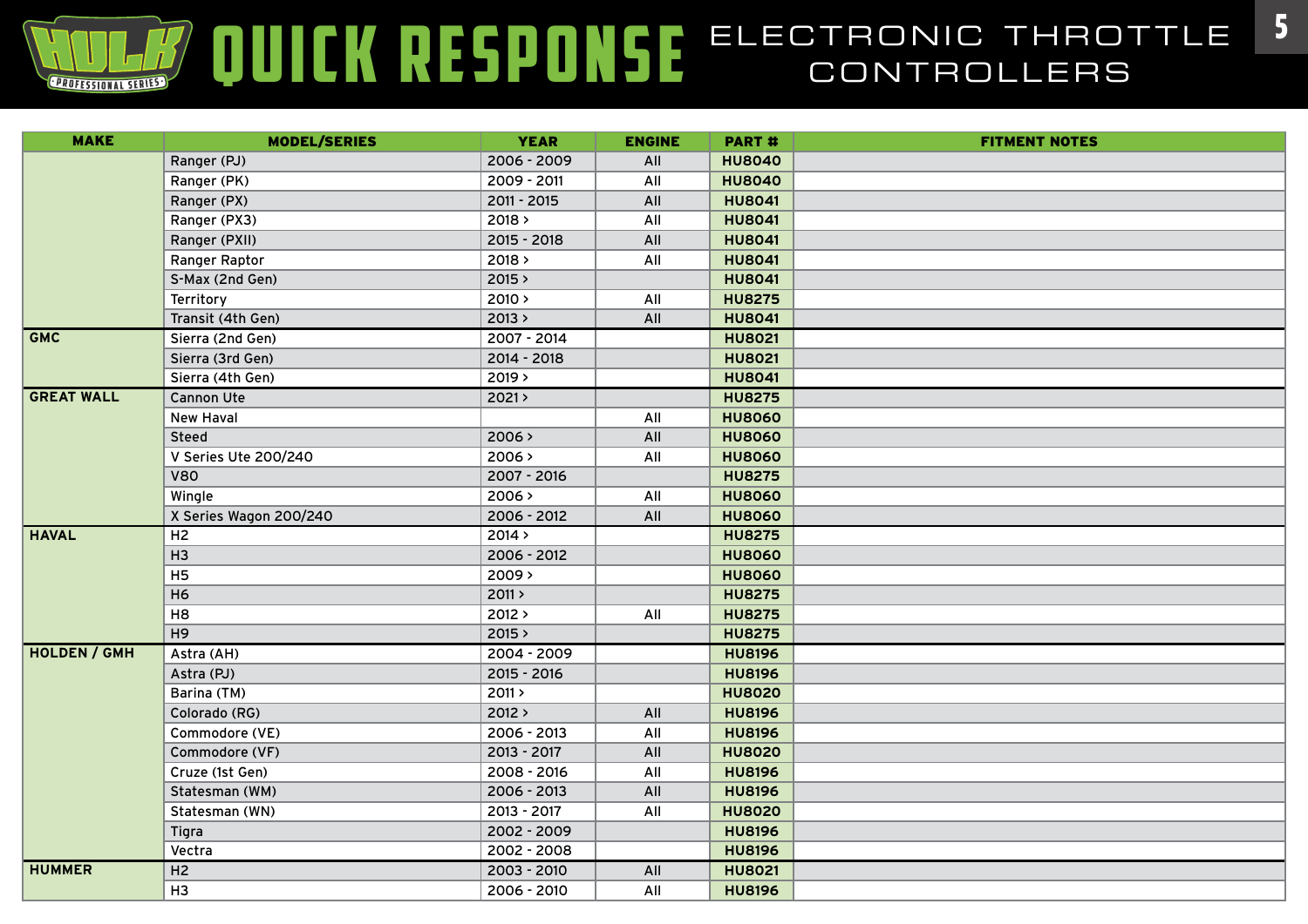# QUICK RESPONSE ELECTRONIC THROTTLE CONTROLLERS

| MAKE | MODEL/SERIES | YEAR | ENGINE | PART # | FITMENT NOTES |
|---|---|---|---|---|---|
| | Ranger (PJ) | 2006 - 2009 | All | **HU8040** | |
| | Ranger (PK) | 2009 - 2011 | All | **HU8040** | |
| | Ranger (PX) | 2011 - 2015 | All | **HU8041** | |
| | Ranger (PX3) | 2018 > | All | **HU8041** | |
| | Ranger (PXII) | 2015 - 2018 | All | **HU8041** | |
| | Ranger Raptor | 2018 > | All | **HU8041** | |
| | S-Max (2nd Gen) | 2015 > | | **HU8041** | |
| | Territory | 2010 > | All | **HU8275** | |
| | Transit (4th Gen) | 2013 > | All | **HU8041** | |
| **GMC** | Sierra (2nd Gen) | 2007 - 2014 | | **HU8021** | |
| | Sierra (3rd Gen) | 2014 - 2018 | | **HU8021** | |
| | Sierra (4th Gen) | 2019 > | | **HU8041** | |
| **GREAT WALL** | Cannon Ute | 2021 > | | **HU8275** | |
| | New Haval | | All | **HU8060** | |
| | Steed | 2006 > | All | **HU8060** | |
| | V Series Ute 200/240 | 2006 > | All | **HU8060** | |
| | V80 | 2007 - 2016 | | **HU8275** | |
| | Wingle | 2006 > | All | **HU8060** | |
| | X Series Wagon 200/240 | 2006 - 2012 | All | **HU8060** | |
| **HAVAL** | H2 | 2014 > | | **HU8275** | |
| | H3 | 2006 - 2012 | | **HU8060** | |
| | H5 | 2009 > | | **HU8060** | |
| | H6 | 2011 > | | **HU8275** | |
| | H8 | 2012 > | All | **HU8275** | |
| | H9 | 2015 > | | **HU8275** | |
| **HOLDEN / GMH** | Astra (AH) | 2004 - 2009 | | **HU8196** | |
| | Astra (PJ) | 2015 - 2016 | | **HU8196** | |
| | Barina (TM) | 2011 > | | **HU8020** | |
| | Colorado (RG) | 2012 > | All | **HU8196** | |
| | Commodore (VE) | 2006 - 2013 | All | **HU8196** | |
| | Commodore (VF) | 2013 - 2017 | All | **HU8020** | |
| | Cruze (1st Gen) | 2008 - 2016 | All | **HU8196** | |
| | Statesman (WM) | 2006 - 2013 | All | **HU8196** | |
| | Statesman (WN) | 2013 - 2017 | All | **HU8020** | |
| | Tigra | 2002 - 2009 | | **HU8196** | |
| | Vectra | 2002 - 2008 | | **HU8196** | |
| **HUMMER** | H2 | 2003 - 2010 | All | **HU8021** | |
| | H3 | 2006 - 2010 | All | **HU8196** | |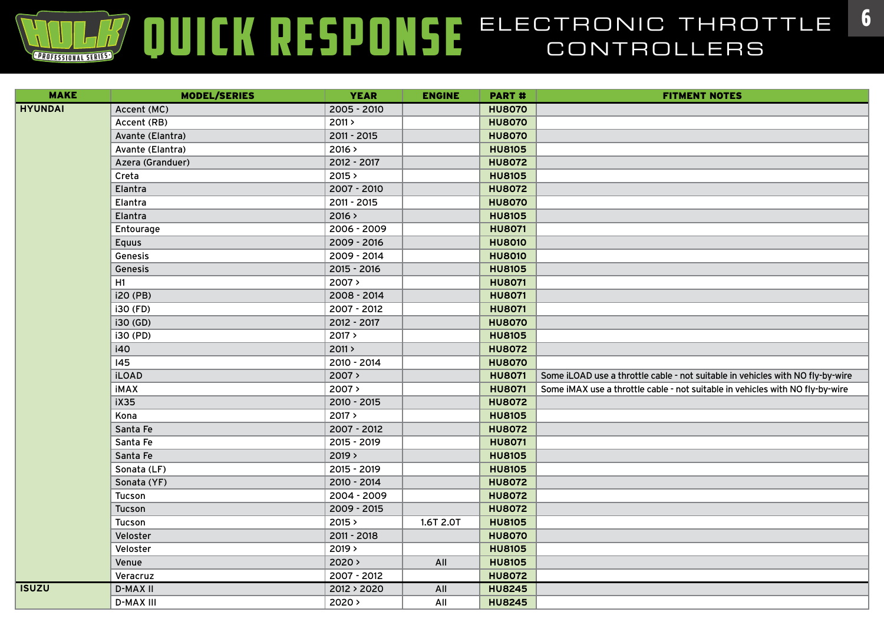# QUICK RESPONSE ELECTRONIC THROTTLE CONTROLLERS

| MAKE | MODEL/SERIES | YEAR | ENGINE | PART # | FITMENT NOTES |
|---|---|---|---|---|---|
| HYUNDAI | Accent (MC) | 2005 - 2010 | | HU8070 | |
| | Accent (RB) | 2011 > | | HU8070 | |
| | Avante (Elantra) | 2011 - 2015 | | HU8070 | |
| | Avante (Elantra) | 2016 > | | HU8105 | |
| | Azera (Granduer) | 2012 - 2017 | | HU8072 | |
| | Creta | 2015 > | | HU8105 | |
| | Elantra | 2007 - 2010 | | HU8072 | |
| | Elantra | 2011 - 2015 | | HU8070 | |
| | Elantra | 2016 > | | HU8105 | |
| | Entourage | 2006 - 2009 | | HU8071 | |
| | Equus | 2009 - 2016 | | HU8010 | |
| | Genesis | 2009 - 2014 | | HU8010 | |
| | Genesis | 2015 - 2016 | | HU8105 | |
| | H1 | 2007 > | | HU8071 | |
| | i20 (PB) | 2008 - 2014 | | HU8071 | |
| | i30 (FD) | 2007 - 2012 | | HU8071 | |
| | i30 (GD) | 2012 - 2017 | | HU8070 | |
| | i30 (PD) | 2017 > | | HU8105 | |
| | i40 | 2011 > | | HU8072 | |
| | I45 | 2010 - 2014 | | HU8070 | |
| | iLOAD | 2007 > | | HU8071 | Some iLOAD use a throttle cable - not suitable in vehicles with NO fly-by-wire |
| | iMAX | 2007 > | | HU8071 | Some iMAX use a throttle cable - not suitable in vehicles with NO fly-by-wire |
| | iX35 | 2010 - 2015 | | HU8072 | |
| | Kona | 2017 > | | HU8105 | |
| | Santa Fe | 2007 - 2012 | | HU8072 | |
| | Santa Fe | 2015 - 2019 | | HU8071 | |
| | Santa Fe | 2019 > | | HU8105 | |
| | Sonata (LF) | 2015 - 2019 | | HU8105 | |
| | Sonata (YF) | 2010 - 2014 | | HU8072 | |
| | Tucson | 2004 - 2009 | | HU8072 | |
| | Tucson | 2009 - 2015 | | HU8072 | |
| | Tucson | 2015 > | 1.6T 2.0T | HU8105 | |
| | Veloster | 2011 - 2018 | | HU8070 | |
| | Veloster | 2019 > | | HU8105 | |
| | Venue | 2020 > | All | HU8105 | |
| | Veracruz | 2007 - 2012 | | HU8072 | |
| ISUZU | D-MAX II | 2012 > 2020 | All | HU8245 | |
| | D-MAX III | 2020 > | All | HU8245 | |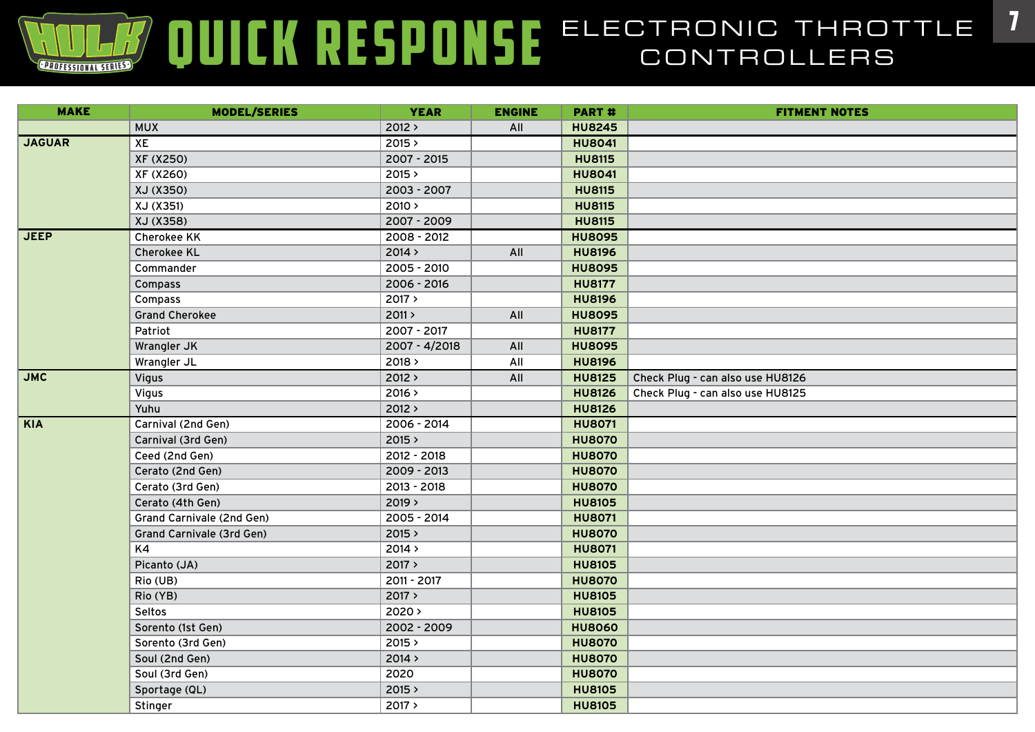# HULK PROFESSIONAL SERIES QUICK RESPONSE ELECTRONIC THROTTLE CONTROLLERS

| MAKE | MODEL/SERIES | YEAR | ENGINE | PART # | FITMENT NOTES |
|---|---|---|---|---|---|
| | MUX | 2012 > | All | HU8245 | |
| JAGUAR | XE | 2015 > | | HU8041 | |
| | XF (X250) | 2007 - 2015 | | HU8115 | |
| | XF (X260) | 2015 > | | HU8041 | |
| | XJ (X350) | 2003 - 2007 | | HU8115 | |
| | XJ (X351) | 2010 > | | HU8115 | |
| | XJ (X358) | 2007 - 2009 | | HU8115 | |
| JEEP | Cherokee KK | 2008 - 2012 | | HU8095 | |
| | Cherokee KL | 2014 > | All | HU8196 | |
| | Commander | 2005 - 2010 | | HU8095 | |
| | Compass | 2006 - 2016 | | HU8177 | |
| | Compass | 2017 > | | HU8196 | |
| | Grand Cherokee | 2011 > | All | HU8095 | |
| | Patriot | 2007 - 2017 | | HU8177 | |
| | Wrangler JK | 2007 - 4/2018 | All | HU8095 | |
| | Wrangler JL | 2018 > | All | HU8196 | |
| JMC | Vigus | 2012 > | All | HU8125 | Check Plug - can also use HU8126 |
| | Vigus | 2016 > | | HU8126 | Check Plug - can also use HU8125 |
| | Yuhu | 2012 > | | HU8126 | |
| KIA | Carnival (2nd Gen) | 2006 - 2014 | | HU8071 | |
| | Carnival (3rd Gen) | 2015 > | | HU8070 | |
| | Ceed (2nd Gen) | 2012 - 2018 | | HU8070 | |
| | Cerato (2nd Gen) | 2009 - 2013 | | HU8070 | |
| | Cerato (3rd Gen) | 2013 - 2018 | | HU8070 | |
| | Cerato (4th Gen) | 2019 > | | HU8105 | |
| | Grand Carnivale (2nd Gen) | 2005 - 2014 | | HU8071 | |
| | Grand Carnivale (3rd Gen) | 2015 > | | HU8070 | |
| | K4 | 2014 > | | HU8071 | |
| | Picanto (JA) | 2017 > | | HU8105 | |
| | Rio (UB) | 2011 - 2017 | | HU8070 | |
| | Rio (YB) | 2017 > | | HU8105 | |
| | Seltos | 2020 > | | HU8105 | |
| | Sorento (1st Gen) | 2002 - 2009 | | HU8060 | |
| | Sorento (3rd Gen) | 2015 > | | HU8070 | |
| | Soul (2nd Gen) | 2014 > | | HU8070 | |
| | Soul (3rd Gen) | 2020 | | HU8070 | |
| | Sportage (QL) | 2015 > | | HU8105 | |
| | Stinger | 2017 > | | HU8105 | |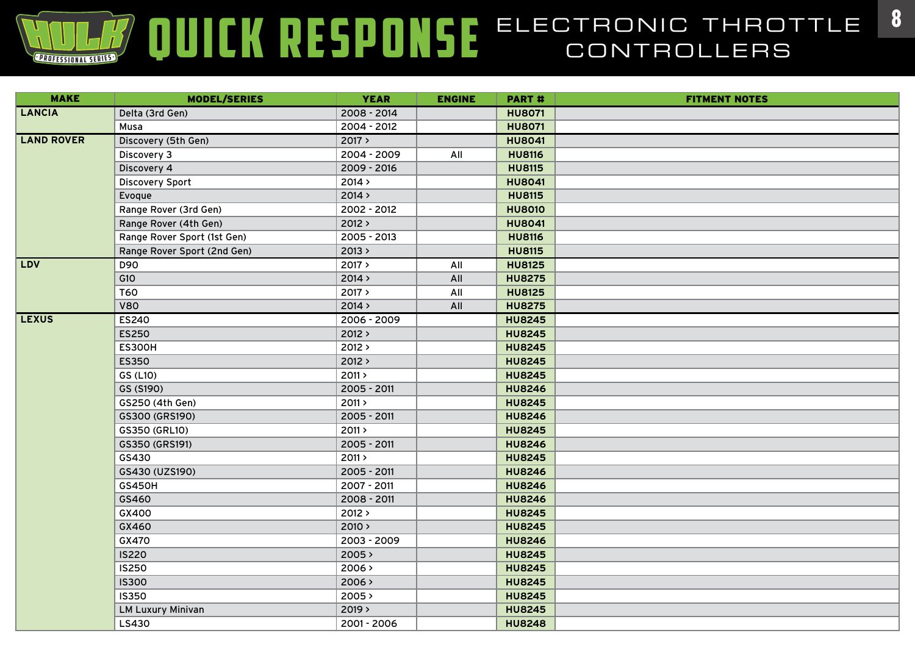# HULK PROFESSIONAL SERIES QUICK RESPONSE ELECTRONIC THROTTLE CONTROLLERS

| MAKE | MODEL/SERIES | YEAR | ENGINE | PART # | FITMENT NOTES |
|---|---|---|---|---|---|
| LANCIA | Delta (3rd Gen) | 2008 - 2014 | | HU8071 | |
| | Musa | 2004 - 2012 | | HU8071 | |
| LAND ROVER | Discovery (5th Gen) | 2017 > | | HU8041 | |
| | Discovery 3 | 2004 - 2009 | All | HU8116 | |
| | Discovery 4 | 2009 - 2016 | | HU8115 | |
| | Discovery Sport | 2014 > | | HU8041 | |
| | Evoque | 2014 > | | HU8115 | |
| | Range Rover (3rd Gen) | 2002 - 2012 | | HU8010 | |
| | Range Rover (4th Gen) | 2012 > | | HU8041 | |
| | Range Rover Sport (1st Gen) | 2005 - 2013 | | HU8116 | |
| | Range Rover Sport (2nd Gen) | 2013 > | | HU8115 | |
| LDV | D90 | 2017 > | All | HU8125 | |
| | G10 | 2014 > | All | HU8275 | |
| | T60 | 2017 > | All | HU8125 | |
| | V80 | 2014 > | All | HU8275 | |
| LEXUS | ES240 | 2006 - 2009 | | HU8245 | |
| | ES250 | 2012 > | | HU8245 | |
| | ES300H | 2012 > | | HU8245 | |
| | ES350 | 2012 > | | HU8245 | |
| | GS (L10) | 2011 > | | HU8245 | |
| | GS (S190) | 2005 - 2011 | | HU8246 | |
| | GS250 (4th Gen) | 2011 > | | HU8245 | |
| | GS300 (GRS190) | 2005 - 2011 | | HU8246 | |
| | GS350 (GRL10) | 2011 > | | HU8245 | |
| | GS350 (GRS191) | 2005 - 2011 | | HU8246 | |
| | GS430 | 2011 > | | HU8245 | |
| | GS430 (UZS190) | 2005 - 2011 | | HU8246 | |
| | GS450H | 2007 - 2011 | | HU8246 | |
| | GS460 | 2008 - 2011 | | HU8246 | |
| | GX400 | 2012 > | | HU8245 | |
| | GX460 | 2010 > | | HU8245 | |
| | GX470 | 2003 - 2009 | | HU8246 | |
| | IS220 | 2005 > | | HU8245 | |
| | IS250 | 2006 > | | HU8245 | |
| | IS300 | 2006 > | | HU8245 | |
| | IS350 | 2005 > | | HU8245 | |
| | LM Luxury Minivan | 2019 > | | HU8245 | |
| | LS430 | 2001 - 2006 | | HU8248 | |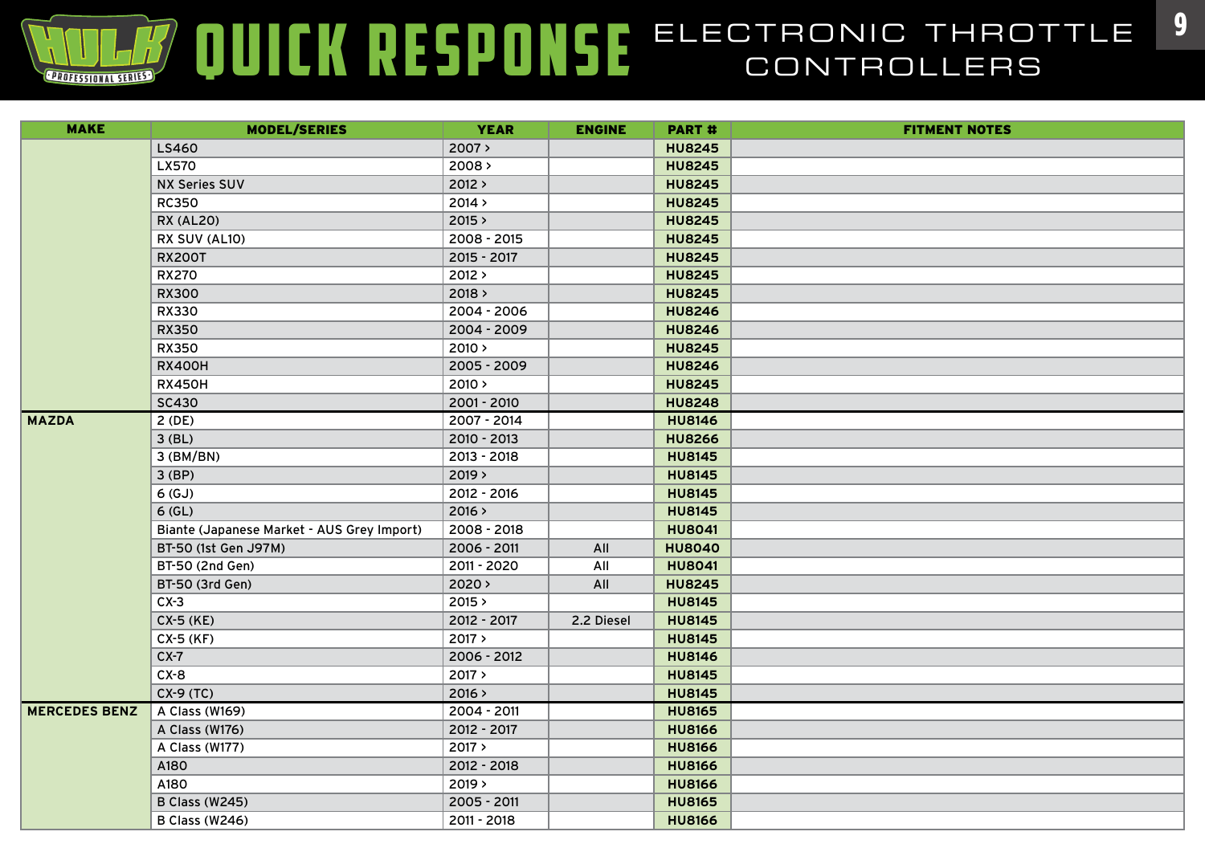# HULK PROFESSIONAL SERIES QUICK RESPONSE ELECTRONIC THROTTLE CONTROLLERS

| MAKE | MODEL/SERIES | YEAR | ENGINE | PART # | FITMENT NOTES |
|---|---|---|---|---|---|
| | LS460 | 2007 > | | **HU8245** | |
| | LX570 | 2008 > | | **HU8245** | |
| | NX Series SUV | 2012 > | | **HU8245** | |
| | RC350 | 2014 > | | **HU8245** | |
| | RX (AL20) | 2015 > | | **HU8245** | |
| | RX SUV (AL10) | 2008 - 2015 | | **HU8245** | |
| | RX200T | 2015 - 2017 | | **HU8245** | |
| | RX270 | 2012 > | | **HU8245** | |
| | RX300 | 2018 > | | **HU8245** | |
| | RX330 | 2004 - 2006 | | **HU8246** | |
| | RX350 | 2004 - 2009 | | **HU8246** | |
| | RX350 | 2010 > | | **HU8245** | |
| | RX400H | 2005 - 2009 | | **HU8246** | |
| | RX450H | 2010 > | | **HU8245** | |
| | SC430 | 2001 - 2010 | | **HU8248** | |
| **MAZDA** | 2 (DE) | 2007 - 2014 | | **HU8146** | |
| | 3 (BL) | 2010 - 2013 | | **HU8266** | |
| | 3 (BM/BN) | 2013 - 2018 | | **HU8145** | |
| | 3 (BP) | 2019 > | | **HU8145** | |
| | 6 (GJ) | 2012 - 2016 | | **HU8145** | |
| | 6 (GL) | 2016 > | | **HU8145** | |
| | Biante (Japanese Market - AUS Grey Import) | 2008 - 2018 | | **HU8041** | |
| | BT-50 (1st Gen J97M) | 2006 - 2011 | All | **HU8040** | |
| | BT-50 (2nd Gen) | 2011 - 2020 | All | **HU8041** | |
| | BT-50 (3rd Gen) | 2020 > | All | **HU8245** | |
| | CX-3 | 2015 > | | **HU8145** | |
| | CX-5 (KE) | 2012 - 2017 | 2.2 Diesel | **HU8145** | |
| | CX-5 (KF) | 2017 > | | **HU8145** | |
| | CX-7 | 2006 - 2012 | | **HU8146** | |
| | CX-8 | 2017 > | | **HU8145** | |
| | CX-9 (TC) | 2016 > | | **HU8145** | |
| **MERCEDES BENZ** | A Class (W169) | 2004 - 2011 | | **HU8165** | |
| | A Class (W176) | 2012 - 2017 | | **HU8166** | |
| | A Class (W177) | 2017 > | | **HU8166** | |
| | A180 | 2012 - 2018 | | **HU8166** | |
| | A180 | 2019 > | | **HU8166** | |
| | B Class (W245) | 2005 - 2011 | | **HU8165** | |
| | B Class (W246) | 2011 - 2018 | | **HU8166** | |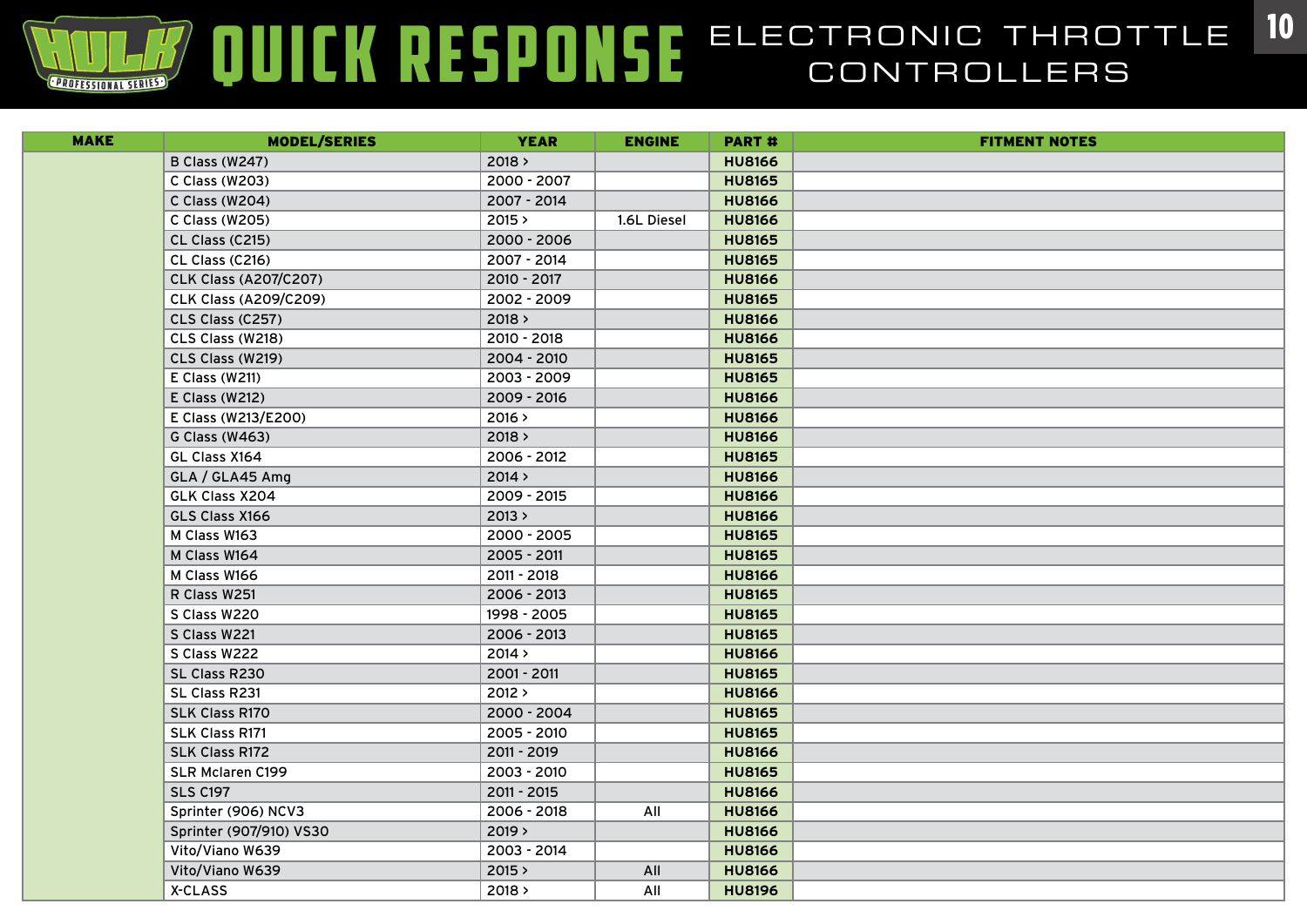# QUICK RESPONSE ELECTRONIC THROTTLE CONTROLLERS

| MAKE | MODEL/SERIES | YEAR | ENGINE | PART # | FITMENT NOTES |
|---|---|---|---|---|---|
| | B Class (W247) | 2018 > | | **HU8166** | |
| | C Class (W203) | 2000 - 2007 | | **HU8165** | |
| | C Class (W204) | 2007 - 2014 | | **HU8166** | |
| | C Class (W205) | 2015 > | 1.6L Diesel | **HU8166** | |
| | CL Class (C215) | 2000 - 2006 | | **HU8165** | |
| | CL Class (C216) | 2007 - 2014 | | **HU8165** | |
| | CLK Class (A207/C207) | 2010 - 2017 | | **HU8166** | |
| | CLK Class (A209/C209) | 2002 - 2009 | | **HU8165** | |
| | CLS Class (C257) | 2018 > | | **HU8166** | |
| | CLS Class (W218) | 2010 - 2018 | | **HU8166** | |
| | CLS Class (W219) | 2004 - 2010 | | **HU8165** | |
| | E Class (W211) | 2003 - 2009 | | **HU8165** | |
| | E Class (W212) | 2009 - 2016 | | **HU8166** | |
| | E Class (W213/E200) | 2016 > | | **HU8166** | |
| | G Class (W463) | 2018 > | | **HU8166** | |
| | GL Class X164 | 2006 - 2012 | | **HU8165** | |
| | GLA / GLA45 Amg | 2014 > | | **HU8166** | |
| | GLK Class X204 | 2009 - 2015 | | **HU8166** | |
| | GLS Class X166 | 2013 > | | **HU8166** | |
| | M Class W163 | 2000 - 2005 | | **HU8165** | |
| | M Class W164 | 2005 - 2011 | | **HU8165** | |
| | M Class W166 | 2011 - 2018 | | **HU8166** | |
| | R Class W251 | 2006 - 2013 | | **HU8165** | |
| | S Class W220 | 1998 - 2005 | | **HU8165** | |
| | S Class W221 | 2006 - 2013 | | **HU8165** | |
| | S Class W222 | 2014 > | | **HU8166** | |
| | SL Class R230 | 2001 - 2011 | | **HU8165** | |
| | SL Class R231 | 2012 > | | **HU8166** | |
| | SLK Class R170 | 2000 - 2004 | | **HU8165** | |
| | SLK Class R171 | 2005 - 2010 | | **HU8165** | |
| | SLK Class R172 | 2011 - 2019 | | **HU8166** | |
| | SLR Mclaren C199 | 2003 - 2010 | | **HU8165** | |
| | SLS C197 | 2011 - 2015 | | **HU8166** | |
| | Sprinter (906) NCV3 | 2006 - 2018 | All | **HU8166** | |
| | Sprinter (907/910) VS30 | 2019 > | | **HU8166** | |
| | Vito/Viano W639 | 2003 - 2014 | | **HU8166** | |
| | Vito/Viano W639 | 2015 > | All | **HU8166** | |
| | X-CLASS | 2018 > | All | **HU8196** | |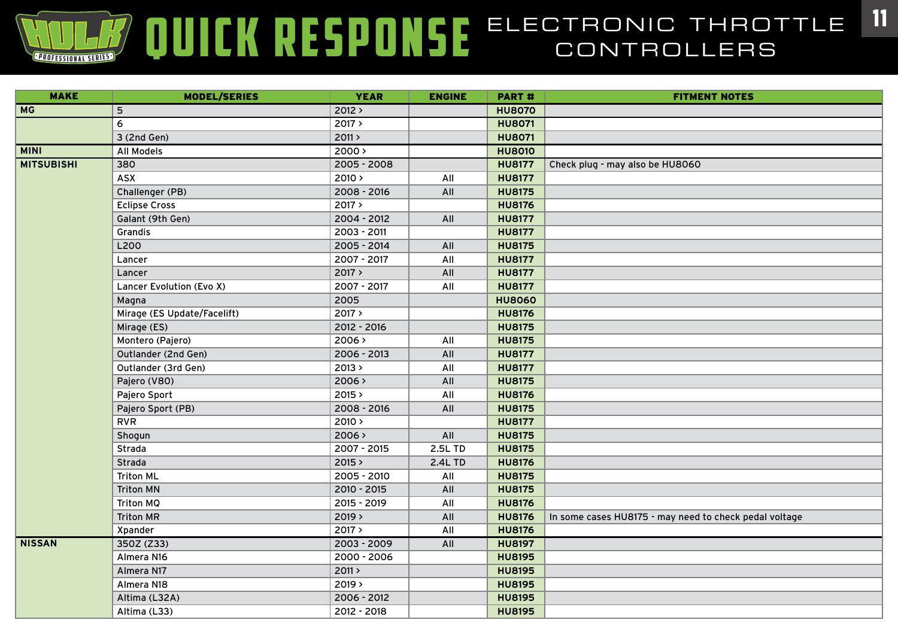# HULK PROFESSIONAL SERIES QUICK RESPONSE ELECTRONIC THROTTLE CONTROLLERS

| MAKE | MODEL/SERIES | YEAR | ENGINE | PART # | FITMENT NOTES |
|---|---|---|---|---|---|
| MG | 5 | 2012 > | | HU8070 | |
| | 6 | 2017 > | | HU8071 | |
| | 3 (2nd Gen) | 2011 > | | HU8071 | |
| MINI | All Models | 2000 > | | HU8010 | |
| MITSUBISHI | 380 | 2005 - 2008 | | HU8177 | Check plug - may also be HU8060 |
| | ASX | 2010 > | All | HU8177 | |
| | Challenger (PB) | 2008 - 2016 | All | HU8175 | |
| | Eclipse Cross | 2017 > | | HU8176 | |
| | Galant (9th Gen) | 2004 - 2012 | All | HU8177 | |
| | Grandis | 2003 - 2011 | | HU8177 | |
| | L200 | 2005 - 2014 | All | HU8175 | |
| | Lancer | 2007 - 2017 | All | HU8177 | |
| | Lancer | 2017 > | All | HU8177 | |
| | Lancer Evolution (Evo X) | 2007 - 2017 | All | HU8177 | |
| | Magna | 2005 | | HU8060 | |
| | Mirage (ES Update/Facelift) | 2017 > | | HU8176 | |
| | Mirage (ES) | 2012 - 2016 | | HU8175 | |
| | Montero (Pajero) | 2006 > | All | HU8175 | |
| | Outlander (2nd Gen) | 2006 - 2013 | All | HU8177 | |
| | Outlander (3rd Gen) | 2013 > | All | HU8177 | |
| | Pajero (V80) | 2006 > | All | HU8175 | |
| | Pajero Sport | 2015 > | All | HU8176 | |
| | Pajero Sport (PB) | 2008 - 2016 | All | HU8175 | |
| | RVR | 2010 > | | HU8177 | |
| | Shogun | 2006 > | All | HU8175 | |
| | Strada | 2007 - 2015 | 2.5L TD | HU8175 | |
| | Strada | 2015 > | 2.4L TD | HU8176 | |
| | Triton ML | 2005 - 2010 | All | HU8175 | |
| | Triton MN | 2010 - 2015 | All | HU8175 | |
| | Triton MQ | 2015 - 2019 | All | HU8176 | |
| | Triton MR | 2019 > | All | HU8176 | In some cases HU8175 - may need to check pedal voltage |
| | Xpander | 2017 > | All | HU8176 | |
| NISSAN | 350Z (Z33) | 2003 - 2009 | All | HU8197 | |
| | Almera N16 | 2000 - 2006 | | HU8195 | |
| | Almera N17 | 2011 > | | HU8195 | |
| | Almera N18 | 2019 > | | HU8195 | |
| | Altima (L32A) | 2006 - 2012 | | HU8195 | |
| | Altima (L33) | 2012 - 2018 | | HU8195 | |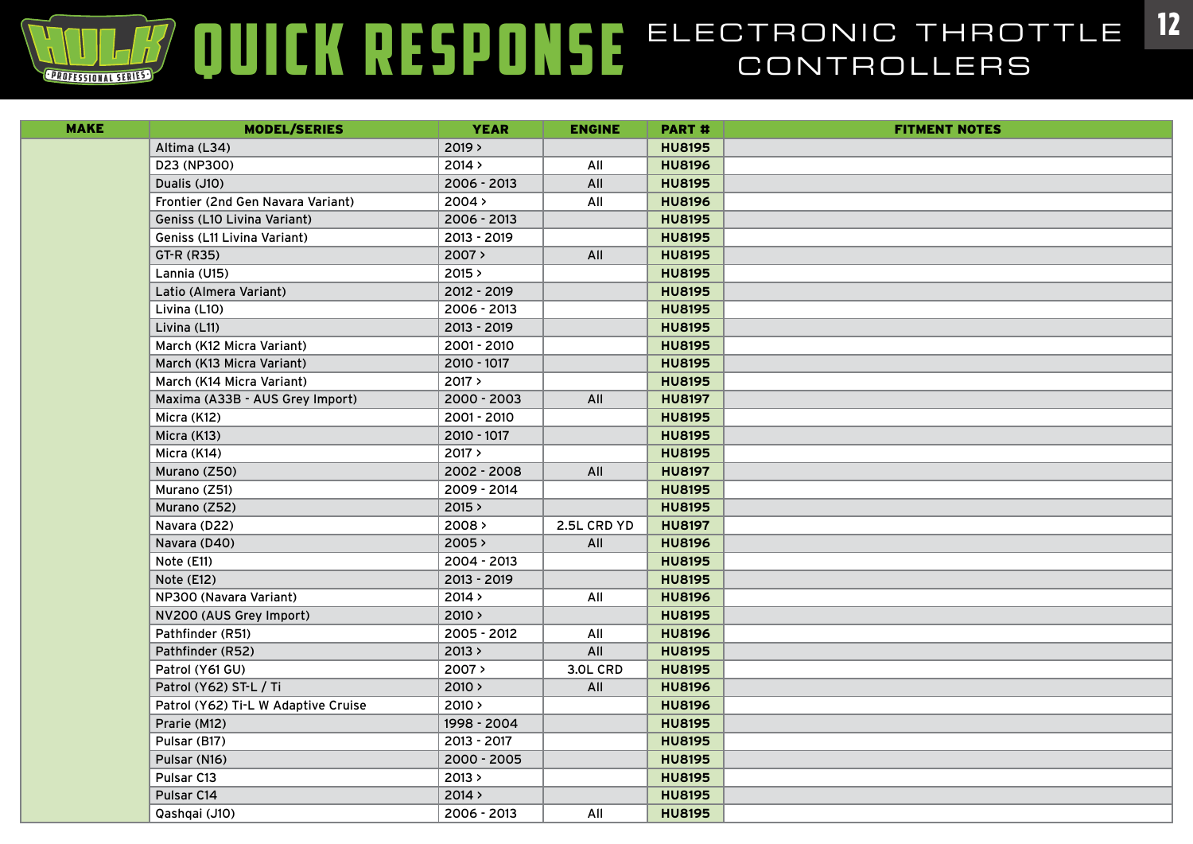# QUICK RESPONSE ELECTRONIC THROTTLE CONTROLLERS

| MAKE | MODEL/SERIES | YEAR | ENGINE | PART # | FITMENT NOTES |
|---|---|---|---|---|---|
| | Altima (L34) | 2019 > | | **HU8195** | |
| | D23 (NP300) | 2014 > | All | **HU8196** | |
| | Dualis (J10) | 2006 - 2013 | All | **HU8195** | |
| | Frontier (2nd Gen Navara Variant) | 2004 > | All | **HU8196** | |
| | Geniss (L10 Livina Variant) | 2006 - 2013 | | **HU8195** | |
| | Geniss (L11 Livina Variant) | 2013 - 2019 | | **HU8195** | |
| | GT-R (R35) | 2007 > | All | **HU8195** | |
| | Lannia (U15) | 2015 > | | **HU8195** | |
| | Latio (Almera Variant) | 2012 - 2019 | | **HU8195** | |
| | Livina (L10) | 2006 - 2013 | | **HU8195** | |
| | Livina (L11) | 2013 - 2019 | | **HU8195** | |
| | March (K12 Micra Variant) | 2001 - 2010 | | **HU8195** | |
| | March (K13 Micra Variant) | 2010 - 1017 | | **HU8195** | |
| | March (K14 Micra Variant) | 2017 > | | **HU8195** | |
| | Maxima (A33B - AUS Grey Import) | 2000 - 2003 | All | **HU8197** | |
| | Micra (K12) | 2001 - 2010 | | **HU8195** | |
| | Micra (K13) | 2010 - 1017 | | **HU8195** | |
| | Micra (K14) | 2017 > | | **HU8195** | |
| | Murano (Z50) | 2002 - 2008 | All | **HU8197** | |
| | Murano (Z51) | 2009 - 2014 | | **HU8195** | |
| | Murano (Z52) | 2015 > | | **HU8195** | |
| | Navara (D22) | 2008 > | 2.5L CRD YD | **HU8197** | |
| | Navara (D40) | 2005 > | All | **HU8196** | |
| | Note (E11) | 2004 - 2013 | | **HU8195** | |
| | Note (E12) | 2013 - 2019 | | **HU8195** | |
| | NP300 (Navara Variant) | 2014 > | All | **HU8196** | |
| | NV200 (AUS Grey Import) | 2010 > | | **HU8195** | |
| | Pathfinder (R51) | 2005 - 2012 | All | **HU8196** | |
| | Pathfinder (R52) | 2013 > | All | **HU8195** | |
| | Patrol (Y61 GU) | 2007 > | 3.0L CRD | **HU8195** | |
| | Patrol (Y62) ST-L / Ti | 2010 > | All | **HU8196** | |
| | Patrol (Y62) Ti-L W Adaptive Cruise | 2010 > | | **HU8196** | |
| | Prarie (M12) | 1998 - 2004 | | **HU8195** | |
| | Pulsar (B17) | 2013 - 2017 | | **HU8195** | |
| | Pulsar (N16) | 2000 - 2005 | | **HU8195** | |
| | Pulsar C13 | 2013 > | | **HU8195** | |
| | Pulsar C14 | 2014 > | | **HU8195** | |
| | Qashqai (J10) | 2006 - 2013 | All | **HU8195** | |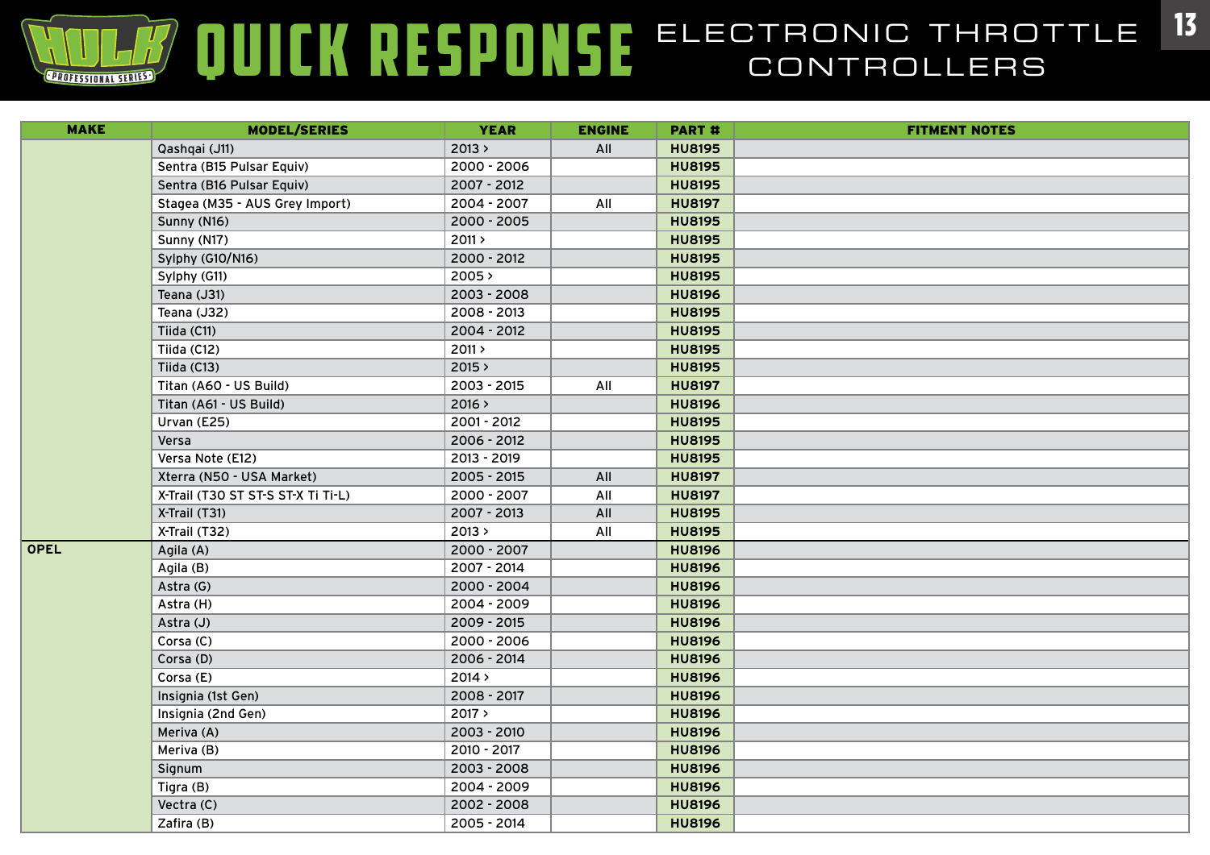# HULK PROFESSIONAL SERIES QUICK RESPONSE ELECTRONIC THROTTLE CONTROLLERS

| MAKE | MODEL/SERIES | YEAR | ENGINE | PART # | FITMENT NOTES |
|---|---|---|---|---|---|
| | Qashqai (J11) | 2013 > | All | **HU8195** | |
| | Sentra (B15 Pulsar Equiv) | 2000 - 2006 | | **HU8195** | |
| | Sentra (B16 Pulsar Equiv) | 2007 - 2012 | | **HU8195** | |
| | Stagea (M35 - AUS Grey Import) | 2004 - 2007 | All | **HU8197** | |
| | Sunny (N16) | 2000 - 2005 | | **HU8195** | |
| | Sunny (N17) | 2011 > | | **HU8195** | |
| | Sylphy (G10/N16) | 2000 - 2012 | | **HU8195** | |
| | Sylphy (G11) | 2005 > | | **HU8195** | |
| | Teana (J31) | 2003 - 2008 | | **HU8196** | |
| | Teana (J32) | 2008 - 2013 | | **HU8195** | |
| | Tiida (C11) | 2004 - 2012 | | **HU8195** | |
| | Tiida (C12) | 2011 > | | **HU8195** | |
| | Tiida (C13) | 2015 > | | **HU8195** | |
| | Titan (A60 - US Build) | 2003 - 2015 | All | **HU8197** | |
| | Titan (A61 - US Build) | 2016 > | | **HU8196** | |
| | Urvan (E25) | 2001 - 2012 | | **HU8195** | |
| | Versa | 2006 - 2012 | | **HU8195** | |
| | Versa Note (E12) | 2013 - 2019 | | **HU8195** | |
| | Xterra (N50 - USA Market) | 2005 - 2015 | All | **HU8197** | |
| | X-Trail (T30 ST ST-S ST-X Ti Ti-L) | 2000 - 2007 | All | **HU8197** | |
| | X-Trail (T31) | 2007 - 2013 | All | **HU8195** | |
| | X-Trail (T32) | 2013 > | All | **HU8195** | |
| **OPEL** | Agila (A) | 2000 - 2007 | | **HU8196** | |
| | Agila (B) | 2007 - 2014 | | **HU8196** | |
| | Astra (G) | 2000 - 2004 | | **HU8196** | |
| | Astra (H) | 2004 - 2009 | | **HU8196** | |
| | Astra (J) | 2009 - 2015 | | **HU8196** | |
| | Corsa (C) | 2000 - 2006 | | **HU8196** | |
| | Corsa (D) | 2006 - 2014 | | **HU8196** | |
| | Corsa (E) | 2014 > | | **HU8196** | |
| | Insignia (1st Gen) | 2008 - 2017 | | **HU8196** | |
| | Insignia (2nd Gen) | 2017 > | | **HU8196** | |
| | Meriva (A) | 2003 - 2010 | | **HU8196** | |
| | Meriva (B) | 2010 - 2017 | | **HU8196** | |
| | Signum | 2003 - 2008 | | **HU8196** | |
| | Tigra (B) | 2004 - 2009 | | **HU8196** | |
| | Vectra (C) | 2002 - 2008 | | **HU8196** | |
| | Zafira (B) | 2005 - 2014 | | **HU8196** | |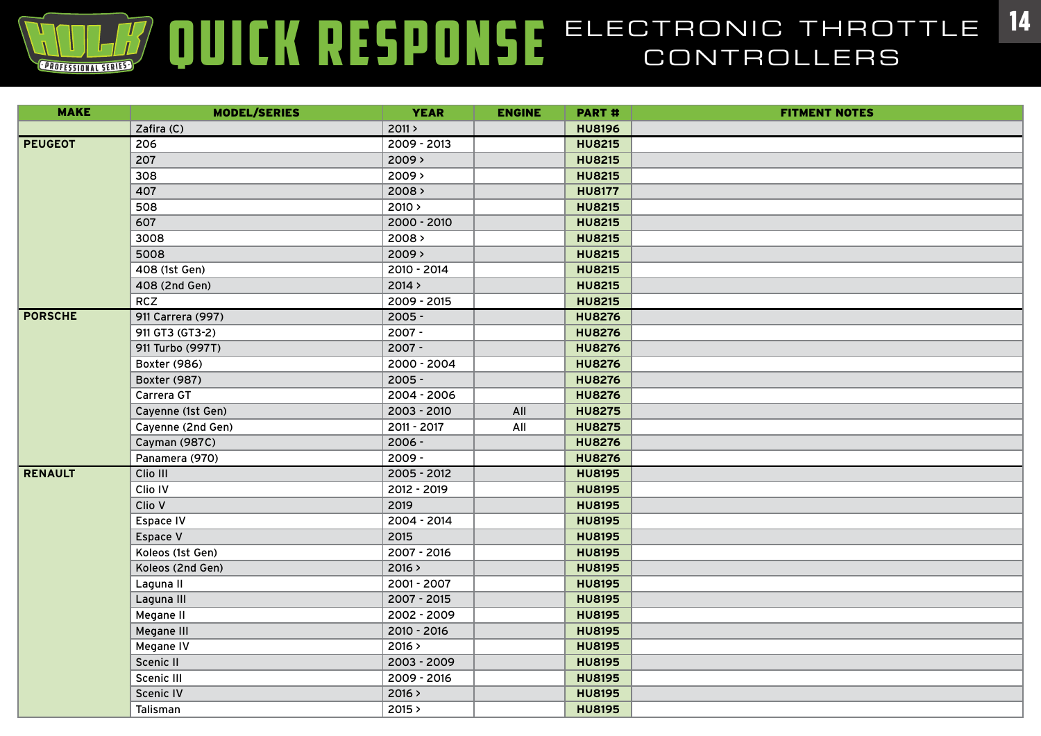# HULK PROFESSIONAL SERIES QUICK RESPONSE ELECTRONIC THROTTLE CONTROLLERS

| MAKE | MODEL/SERIES | YEAR | ENGINE | PART # | FITMENT NOTES |
|---|---|---|---|---|---|
| | Zafira (C) | 2011 > | | **HU8196** | |
| **PEUGEOT** | 206 | 2009 - 2013 | | **HU8215** | |
| | 207 | 2009 > | | **HU8215** | |
| | 308 | 2009 > | | **HU8215** | |
| | 407 | 2008 > | | **HU8177** | |
| | 508 | 2010 > | | **HU8215** | |
| | 607 | 2000 - 2010 | | **HU8215** | |
| | 3008 | 2008 > | | **HU8215** | |
| | 5008 | 2009 > | | **HU8215** | |
| | 408 (1st Gen) | 2010 - 2014 | | **HU8215** | |
| | 408 (2nd Gen) | 2014 > | | **HU8215** | |
| | RCZ | 2009 - 2015 | | **HU8215** | |
| **PORSCHE** | 911 Carrera (997) | 2005 - | | **HU8276** | |
| | 911 GT3 (GT3-2) | 2007 - | | **HU8276** | |
| | 911 Turbo (997T) | 2007 - | | **HU8276** | |
| | Boxter (986) | 2000 - 2004 | | **HU8276** | |
| | Boxter (987) | 2005 - | | **HU8276** | |
| | Carrera GT | 2004 - 2006 | | **HU8276** | |
| | Cayenne (1st Gen) | 2003 - 2010 | All | **HU8275** | |
| | Cayenne (2nd Gen) | 2011 - 2017 | All | **HU8275** | |
| | Cayman (987C) | 2006 - | | **HU8276** | |
| | Panamera (970) | 2009 - | | **HU8276** | |
| **RENAULT** | Clio III | 2005 - 2012 | | **HU8195** | |
| | Clio IV | 2012 - 2019 | | **HU8195** | |
| | Clio V | 2019 | | **HU8195** | |
| | Espace IV | 2004 - 2014 | | **HU8195** | |
| | Espace V | 2015 | | **HU8195** | |
| | Koleos (1st Gen) | 2007 - 2016 | | **HU8195** | |
| | Koleos (2nd Gen) | 2016 > | | **HU8195** | |
| | Laguna II | 2001 - 2007 | | **HU8195** | |
| | Laguna III | 2007 - 2015 | | **HU8195** | |
| | Megane II | 2002 - 2009 | | **HU8195** | |
| | Megane III | 2010 - 2016 | | **HU8195** | |
| | Megane IV | 2016 > | | **HU8195** | |
| | Scenic II | 2003 - 2009 | | **HU8195** | |
| | Scenic III | 2009 - 2016 | | **HU8195** | |
| | Scenic IV | 2016 > | | **HU8195** | |
| | Talisman | 2015 > | | **HU8195** | |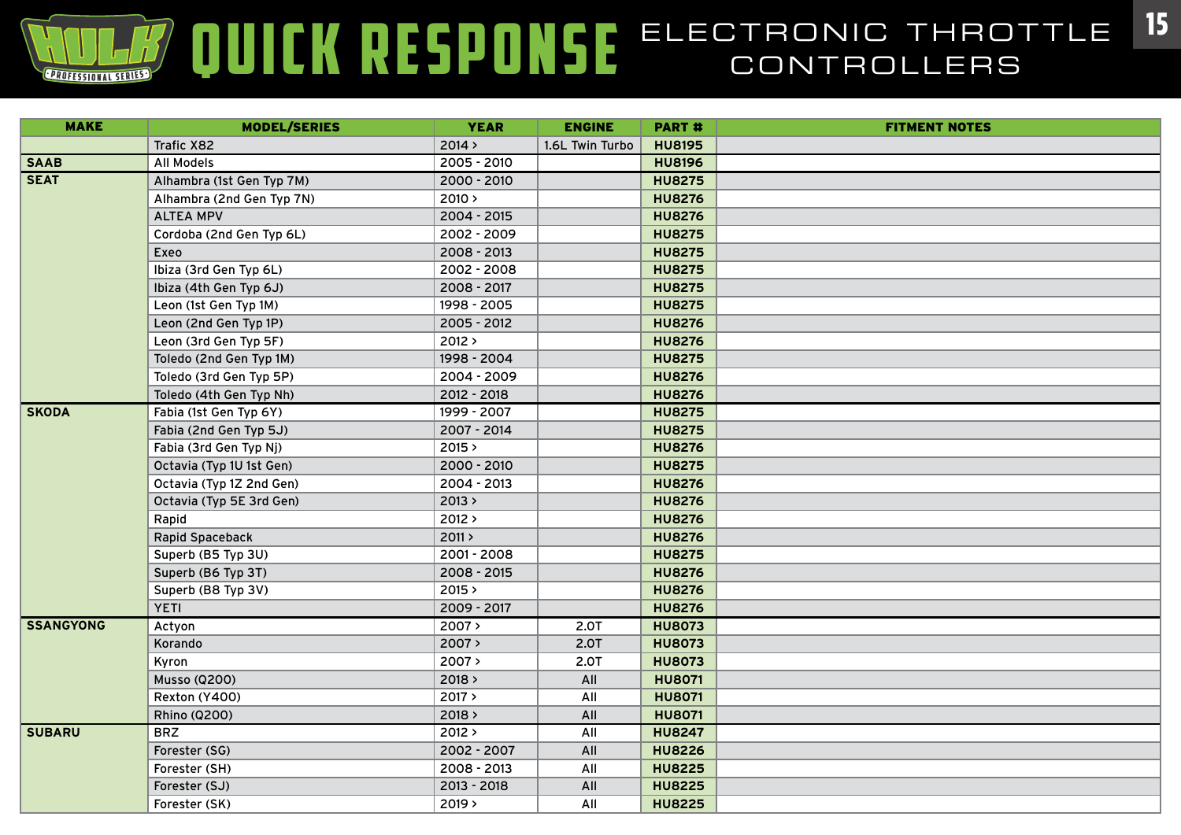# QUICK RESPONSE ELECTRONIC THROTTLE CONTROLLERS

| MAKE | MODEL/SERIES | YEAR | ENGINE | PART # | FITMENT NOTES |
|---|---|---|---|---|---|
| | Trafic X82 | 2014 > | 1.6L Twin Turbo | **HU8195** | |
| **SAAB** | All Models | 2005 - 2010 | | **HU8196** | |
| **SEAT** | Alhambra (1st Gen Typ 7M) | 2000 - 2010 | | **HU8275** | |
| | Alhambra (2nd Gen Typ 7N) | 2010 > | | **HU8276** | |
| | ALTEA MPV | 2004 - 2015 | | **HU8276** | |
| | Cordoba (2nd Gen Typ 6L) | 2002 - 2009 | | **HU8275** | |
| | Exeo | 2008 - 2013 | | **HU8275** | |
| | Ibiza (3rd Gen Typ 6L) | 2002 - 2008 | | **HU8275** | |
| | Ibiza (4th Gen Typ 6J) | 2008 - 2017 | | **HU8275** | |
| | Leon (1st Gen Typ 1M) | 1998 - 2005 | | **HU8275** | |
| | Leon (2nd Gen Typ 1P) | 2005 - 2012 | | **HU8276** | |
| | Leon (3rd Gen Typ 5F) | 2012 > | | **HU8276** | |
| | Toledo (2nd Gen Typ 1M) | 1998 - 2004 | | **HU8275** | |
| | Toledo (3rd Gen Typ 5P) | 2004 - 2009 | | **HU8276** | |
| | Toledo (4th Gen Typ Nh) | 2012 - 2018 | | **HU8276** | |
| **SKODA** | Fabia (1st Gen Typ 6Y) | 1999 - 2007 | | **HU8275** | |
| | Fabia (2nd Gen Typ 5J) | 2007 - 2014 | | **HU8275** | |
| | Fabia (3rd Gen Typ Nj) | 2015 > | | **HU8276** | |
| | Octavia (Typ 1U 1st Gen) | 2000 - 2010 | | **HU8275** | |
| | Octavia (Typ 1Z 2nd Gen) | 2004 - 2013 | | **HU8276** | |
| | Octavia (Typ 5E 3rd Gen) | 2013 > | | **HU8276** | |
| | Rapid | 2012 > | | **HU8276** | |
| | Rapid Spaceback | 2011 > | | **HU8276** | |
| | Superb (B5 Typ 3U) | 2001 - 2008 | | **HU8275** | |
| | Superb (B6 Typ 3T) | 2008 - 2015 | | **HU8276** | |
| | Superb (B8 Typ 3V) | 2015 > | | **HU8276** | |
| | YETI | 2009 - 2017 | | **HU8276** | |
| **SSANGYONG** | Actyon | 2007 > | 2.0T | **HU8073** | |
| | Korando | 2007 > | 2.0T | **HU8073** | |
| | Kyron | 2007 > | 2.0T | **HU8073** | |
| | Musso (Q200) | 2018 > | All | **HU8071** | |
| | Rexton (Y400) | 2017 > | All | **HU8071** | |
| | Rhino (Q200) | 2018 > | All | **HU8071** | |
| **SUBARU** | BRZ | 2012 > | All | **HU8247** | |
| | Forester (SG) | 2002 - 2007 | All | **HU8226** | |
| | Forester (SH) | 2008 - 2013 | All | **HU8225** | |
| | Forester (SJ) | 2013 - 2018 | All | **HU8225** | |
| | Forester (SK) | 2019 > | All | **HU8225** | |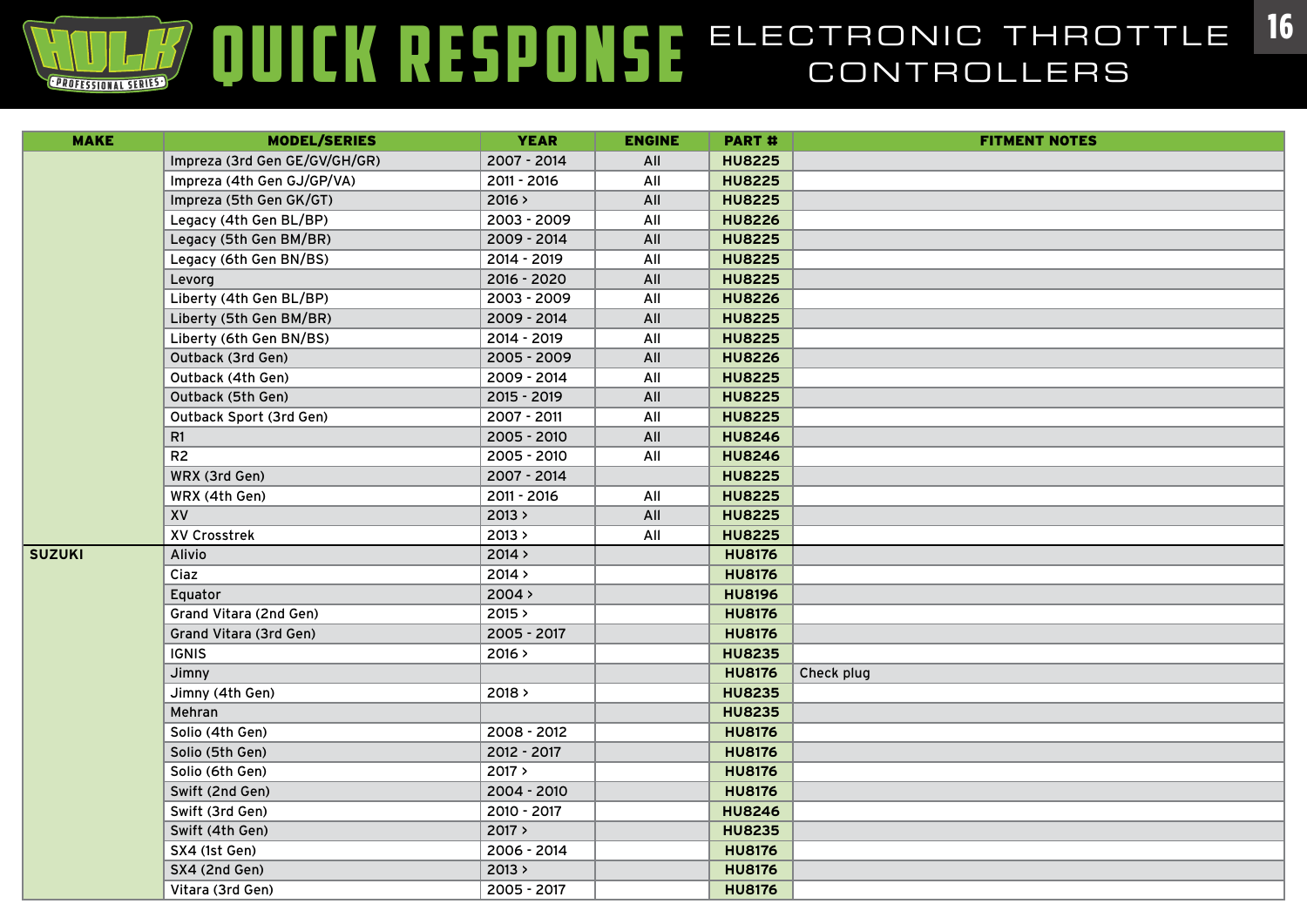# QUICK RESPONSE ELECTRONIC THROTTLE CONTROLLERS

| MAKE | MODEL/SERIES | YEAR | ENGINE | PART # | FITMENT NOTES |
|---|---|---|---|---|---|
| | Impreza (3rd Gen GE/GV/GH/GR) | 2007 - 2014 | All | **HU8225** | |
| | Impreza (4th Gen GJ/GP/VA) | 2011 - 2016 | All | **HU8225** | |
| | Impreza (5th Gen GK/GT) | 2016 > | All | **HU8225** | |
| | Legacy (4th Gen BL/BP) | 2003 - 2009 | All | **HU8226** | |
| | Legacy (5th Gen BM/BR) | 2009 - 2014 | All | **HU8225** | |
| | Legacy (6th Gen BN/BS) | 2014 - 2019 | All | **HU8225** | |
| | Levorg | 2016 - 2020 | All | **HU8225** | |
| | Liberty (4th Gen BL/BP) | 2003 - 2009 | All | **HU8226** | |
| | Liberty (5th Gen BM/BR) | 2009 - 2014 | All | **HU8225** | |
| | Liberty (6th Gen BN/BS) | 2014 - 2019 | All | **HU8225** | |
| | Outback (3rd Gen) | 2005 - 2009 | All | **HU8226** | |
| | Outback (4th Gen) | 2009 - 2014 | All | **HU8225** | |
| | Outback (5th Gen) | 2015 - 2019 | All | **HU8225** | |
| | Outback Sport (3rd Gen) | 2007 - 2011 | All | **HU8225** | |
| | R1 | 2005 - 2010 | All | **HU8246** | |
| | R2 | 2005 - 2010 | All | **HU8246** | |
| | WRX (3rd Gen) | 2007 - 2014 | | **HU8225** | |
| | WRX (4th Gen) | 2011 - 2016 | All | **HU8225** | |
| | XV | 2013 > | All | **HU8225** | |
| | XV Crosstrek | 2013 > | All | **HU8225** | |
| **SUZUKI** | Alivio | 2014 > | | **HU8176** | |
| | Ciaz | 2014 > | | **HU8176** | |
| | Equator | 2004 > | | **HU8196** | |
| | Grand Vitara (2nd Gen) | 2015 > | | **HU8176** | |
| | Grand Vitara (3rd Gen) | 2005 - 2017 | | **HU8176** | |
| | IGNIS | 2016 > | | **HU8235** | |
| | Jimny | | | **HU8176** | Check plug |
| | Jimny (4th Gen) | 2018 > | | **HU8235** | |
| | Mehran | | | **HU8235** | |
| | Solio (4th Gen) | 2008 - 2012 | | **HU8176** | |
| | Solio (5th Gen) | 2012 - 2017 | | **HU8176** | |
| | Solio (6th Gen) | 2017 > | | **HU8176** | |
| | Swift (2nd Gen) | 2004 - 2010 | | **HU8176** | |
| | Swift (3rd Gen) | 2010 - 2017 | | **HU8246** | |
| | Swift (4th Gen) | 2017 > | | **HU8235** | |
| | SX4 (1st Gen) | 2006 - 2014 | | **HU8176** | |
| | SX4 (2nd Gen) | 2013 > | | **HU8176** | |
| | Vitara (3rd Gen) | 2005 - 2017 | | **HU8176** | |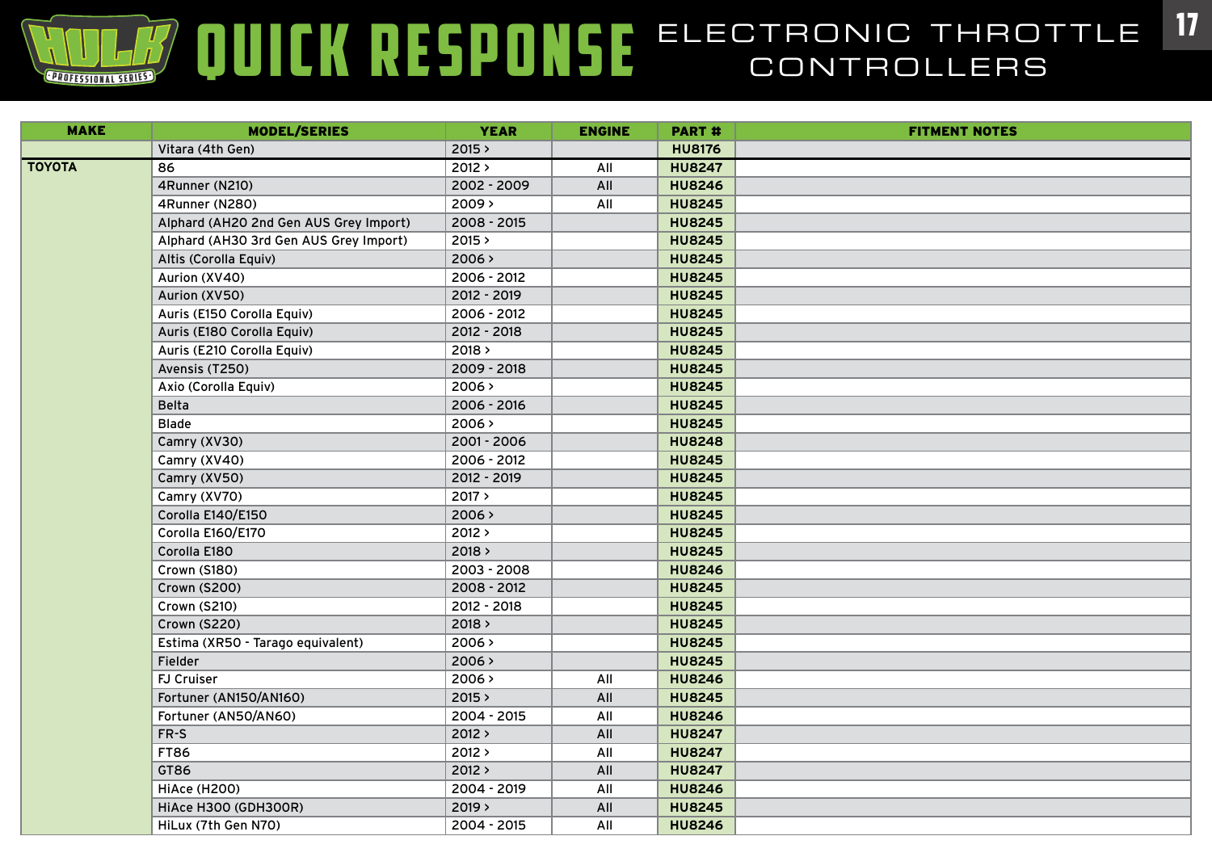# QUICK RESPONSE ELECTRONIC THROTTLE CONTROLLERS

| MAKE | MODEL/SERIES | YEAR | ENGINE | PART # | FITMENT NOTES |
|---|---|---|---|---|---|
| | Vitara (4th Gen) | 2015 > | | HU8176 | |
| TOYOTA | 86 | 2012 > | All | HU8247 | |
| | 4Runner (N210) | 2002 - 2009 | All | HU8246 | |
| | 4Runner (N280) | 2009 > | All | HU8245 | |
| | Alphard (AH20 2nd Gen AUS Grey Import) | 2008 - 2015 | | HU8245 | |
| | Alphard (AH30 3rd Gen AUS Grey Import) | 2015 > | | HU8245 | |
| | Altis (Corolla Equiv) | 2006 > | | HU8245 | |
| | Aurion (XV40) | 2006 - 2012 | | HU8245 | |
| | Aurion (XV50) | 2012 - 2019 | | HU8245 | |
| | Auris (E150 Corolla Equiv) | 2006 - 2012 | | HU8245 | |
| | Auris (E180 Corolla Equiv) | 2012 - 2018 | | HU8245 | |
| | Auris (E210 Corolla Equiv) | 2018 > | | HU8245 | |
| | Avensis (T250) | 2009 - 2018 | | HU8245 | |
| | Axio (Corolla Equiv) | 2006 > | | HU8245 | |
| | Belta | 2006 - 2016 | | HU8245 | |
| | Blade | 2006 > | | HU8245 | |
| | Camry (XV30) | 2001 - 2006 | | HU8248 | |
| | Camry (XV40) | 2006 - 2012 | | HU8245 | |
| | Camry (XV50) | 2012 - 2019 | | HU8245 | |
| | Camry (XV70) | 2017 > | | HU8245 | |
| | Corolla E140/E150 | 2006 > | | HU8245 | |
| | Corolla E160/E170 | 2012 > | | HU8245 | |
| | Corolla E180 | 2018 > | | HU8245 | |
| | Crown (S180) | 2003 - 2008 | | HU8246 | |
| | Crown (S200) | 2008 - 2012 | | HU8245 | |
| | Crown (S210) | 2012 - 2018 | | HU8245 | |
| | Crown (S220) | 2018 > | | HU8245 | |
| | Estima (XR50 - Tarago equivalent) | 2006 > | | HU8245 | |
| | Fielder | 2006 > | | HU8245 | |
| | FJ Cruiser | 2006 > | All | HU8246 | |
| | Fortuner (AN150/AN160) | 2015 > | All | HU8245 | |
| | Fortuner (AN50/AN60) | 2004 - 2015 | All | HU8246 | |
| | FR-S | 2012 > | All | HU8247 | |
| | FT86 | 2012 > | All | HU8247 | |
| | GT86 | 2012 > | All | HU8247 | |
| | HiAce (H200) | 2004 - 2019 | All | HU8246 | |
| | HiAce H300 (GDH300R) | 2019 > | All | HU8245 | |
| | HiLux (7th Gen N70) | 2004 - 2015 | All | HU8246 | |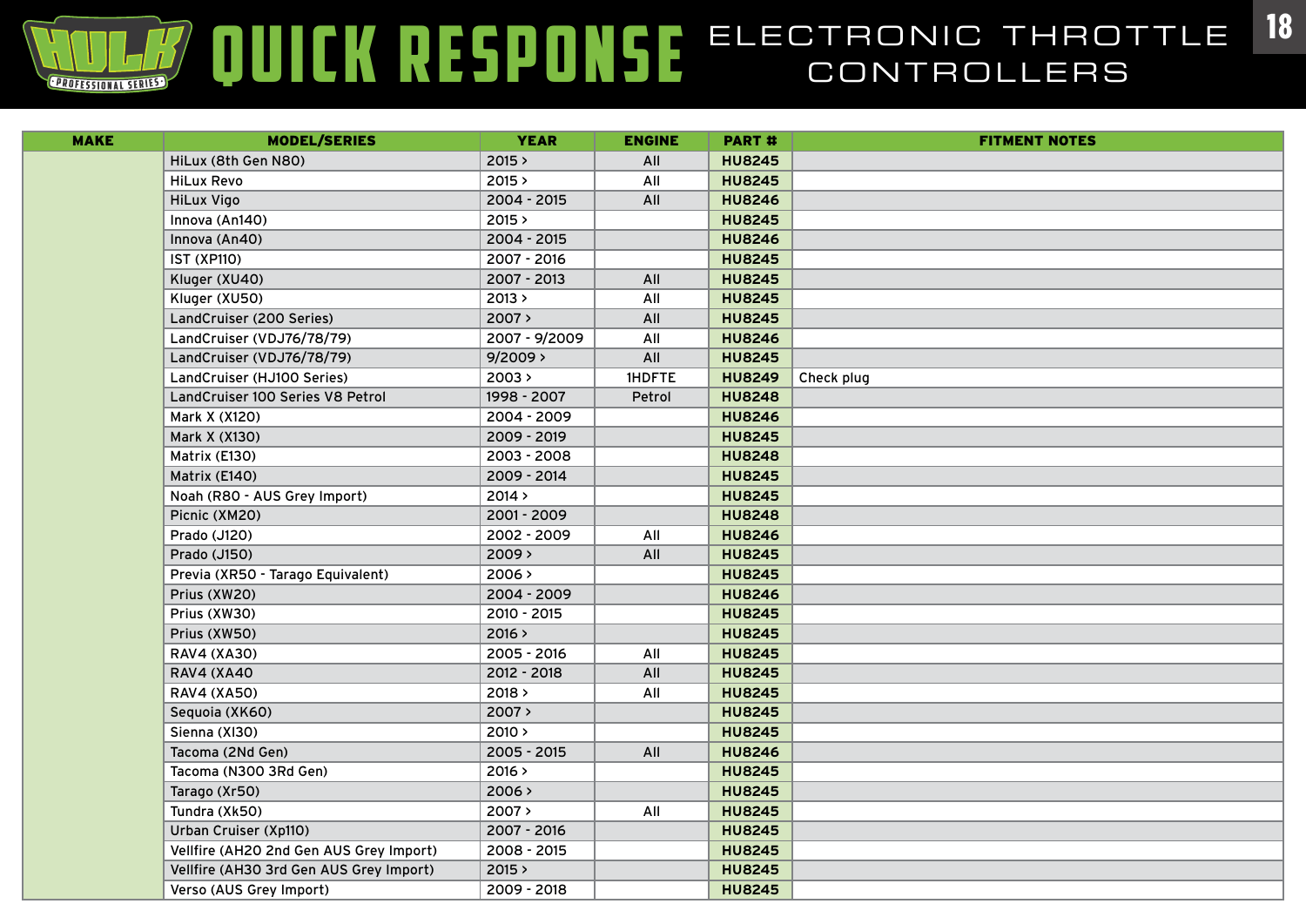# HULK PROFESSIONAL SERIES QUICK RESPONSE ELECTRONIC THROTTLE CONTROLLERS

| MAKE | MODEL/SERIES | YEAR | ENGINE | PART # | FITMENT NOTES |
|---|---|---|---|---|---|
| | HiLux (8th Gen N80) | 2015 > | All | **HU8245** | |
| | HiLux Revo | 2015 > | All | **HU8245** | |
| | HiLux Vigo | 2004 - 2015 | All | **HU8246** | |
| | Innova (An140) | 2015 > | | **HU8245** | |
| | Innova (An40) | 2004 - 2015 | | **HU8246** | |
| | IST (XP110) | 2007 - 2016 | | **HU8245** | |
| | Kluger (XU40) | 2007 - 2013 | All | **HU8245** | |
| | Kluger (XU50) | 2013 > | All | **HU8245** | |
| | LandCruiser (200 Series) | 2007 > | All | **HU8245** | |
| | LandCruiser (VDJ76/78/79) | 2007 - 9/2009 | All | **HU8246** | |
| | LandCruiser (VDJ76/78/79) | 9/2009 > | All | **HU8245** | |
| | LandCruiser (HJ100 Series) | 2003 > | 1HDFTE | **HU8249** | Check plug |
| | LandCruiser 100 Series V8 Petrol | 1998 - 2007 | Petrol | **HU8248** | |
| | Mark X (X120) | 2004 - 2009 | | **HU8246** | |
| | Mark X (X130) | 2009 - 2019 | | **HU8245** | |
| | Matrix (E130) | 2003 - 2008 | | **HU8248** | |
| | Matrix (E140) | 2009 - 2014 | | **HU8245** | |
| | Noah (R80 - AUS Grey Import) | 2014 > | | **HU8245** | |
| | Picnic (XM20) | 2001 - 2009 | | **HU8248** | |
| | Prado (J120) | 2002 - 2009 | All | **HU8246** | |
| | Prado (J150) | 2009 > | All | **HU8245** | |
| | Previa (XR50 - Tarago Equivalent) | 2006 > | | **HU8245** | |
| | Prius (XW20) | 2004 - 2009 | | **HU8246** | |
| | Prius (XW30) | 2010 - 2015 | | **HU8245** | |
| | Prius (XW50) | 2016 > | | **HU8245** | |
| | RAV4 (XA30) | 2005 - 2016 | All | **HU8245** | |
| | RAV4 (XA40 | 2012 - 2018 | All | **HU8245** | |
| | RAV4 (XA50) | 2018 > | All | **HU8245** | |
| | Sequoia (XK60) | 2007 > | | **HU8245** | |
| | Sienna (XI30) | 2010 > | | **HU8245** | |
| | Tacoma (2Nd Gen) | 2005 - 2015 | All | **HU8246** | |
| | Tacoma (N300 3Rd Gen) | 2016 > | | **HU8245** | |
| | Tarago (Xr50) | 2006 > | | **HU8245** | |
| | Tundra (Xk50) | 2007 > | All | **HU8245** | |
| | Urban Cruiser (Xp110) | 2007 - 2016 | | **HU8245** | |
| | Vellfire (AH20 2nd Gen AUS Grey Import) | 2008 - 2015 | | **HU8245** | |
| | Vellfire (AH30 3rd Gen AUS Grey Import) | 2015 > | | **HU8245** | |
| | Verso (AUS Grey Import) | 2009 - 2018 | | **HU8245** | |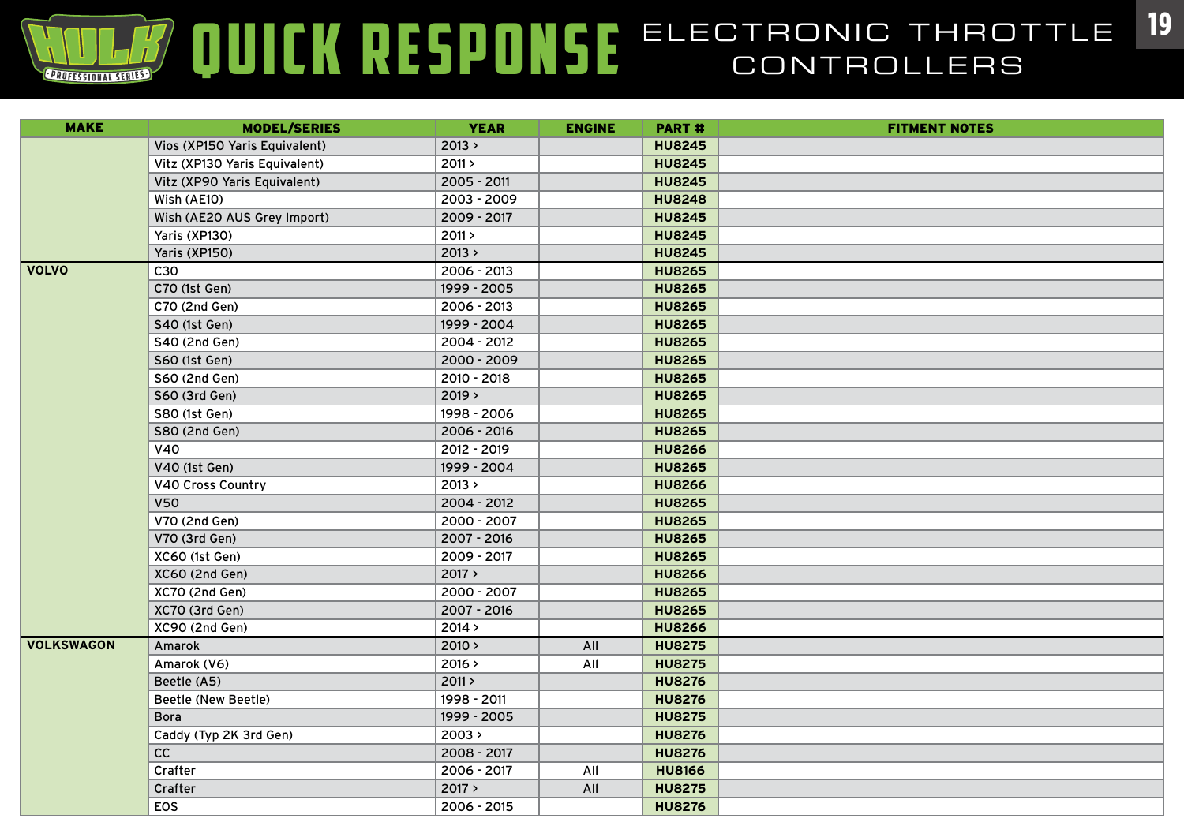# QUICK RESPONSE ELECTRONIC THROTTLE CONTROLLERS

| MAKE | MODEL/SERIES | YEAR | ENGINE | PART # | FITMENT NOTES |
|---|---|---|---|---|---|
| | Vios (XP150 Yaris Equivalent) | 2013 > | | **HU8245** | |
| | Vitz (XP130 Yaris Equivalent) | 2011 > | | **HU8245** | |
| | Vitz (XP90 Yaris Equivalent) | 2005 - 2011 | | **HU8245** | |
| | Wish (AE10) | 2003 - 2009 | | **HU8248** | |
| | Wish (AE20 AUS Grey Import) | 2009 - 2017 | | **HU8245** | |
| | Yaris (XP130) | 2011 > | | **HU8245** | |
| | Yaris (XP150) | 2013 > | | **HU8245** | |
| **VOLVO** | C30 | 2006 - 2013 | | **HU8265** | |
| | C70 (1st Gen) | 1999 - 2005 | | **HU8265** | |
| | C70 (2nd Gen) | 2006 - 2013 | | **HU8265** | |
| | S40 (1st Gen) | 1999 - 2004 | | **HU8265** | |
| | S40 (2nd Gen) | 2004 - 2012 | | **HU8265** | |
| | S60 (1st Gen) | 2000 - 2009 | | **HU8265** | |
| | S60 (2nd Gen) | 2010 - 2018 | | **HU8265** | |
| | S60 (3rd Gen) | 2019 > | | **HU8265** | |
| | S80 (1st Gen) | 1998 - 2006 | | **HU8265** | |
| | S80 (2nd Gen) | 2006 - 2016 | | **HU8265** | |
| | V40 | 2012 - 2019 | | **HU8266** | |
| | V40 (1st Gen) | 1999 - 2004 | | **HU8265** | |
| | V40 Cross Country | 2013 > | | **HU8266** | |
| | V50 | 2004 - 2012 | | **HU8265** | |
| | V70 (2nd Gen) | 2000 - 2007 | | **HU8265** | |
| | V70 (3rd Gen) | 2007 - 2016 | | **HU8265** | |
| | XC60 (1st Gen) | 2009 - 2017 | | **HU8265** | |
| | XC60 (2nd Gen) | 2017 > | | **HU8266** | |
| | XC70 (2nd Gen) | 2000 - 2007 | | **HU8265** | |
| | XC70 (3rd Gen) | 2007 - 2016 | | **HU8265** | |
| | XC90 (2nd Gen) | 2014 > | | **HU8266** | |
| **VOLKSWAGON** | Amarok | 2010 > | All | **HU8275** | |
| | Amarok (V6) | 2016 > | All | **HU8275** | |
| | Beetle (A5) | 2011 > | | **HU8276** | |
| | Beetle (New Beetle) | 1998 - 2011 | | **HU8276** | |
| | Bora | 1999 - 2005 | | **HU8275** | |
| | Caddy (Typ 2K 3rd Gen) | 2003 > | | **HU8276** | |
| | CC | 2008 - 2017 | | **HU8276** | |
| | Crafter | 2006 - 2017 | All | **HU8166** | |
| | Crafter | 2017 > | All | **HU8275** | |
| | EOS | 2006 - 2015 | | **HU8276** | |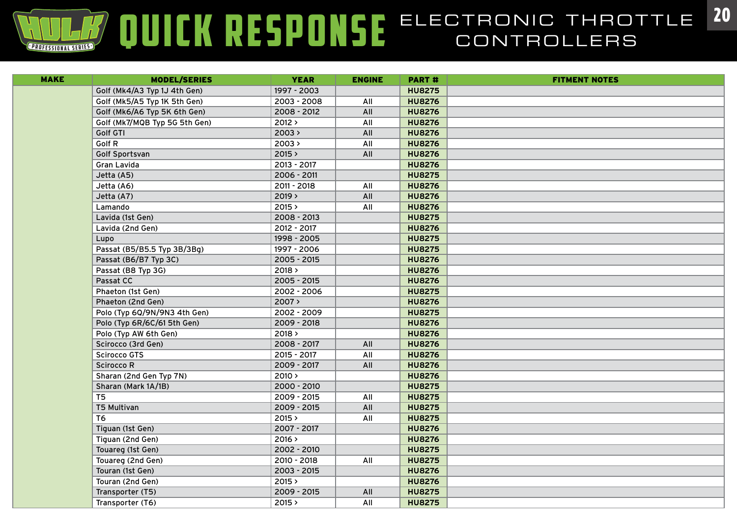# QUICK RESPONSE ELECTRONIC THROTTLE CONTROLLERS

| MAKE | MODEL/SERIES | YEAR | ENGINE | PART # | FITMENT NOTES |
|---|---|---|---|---|---|
| | Golf (Mk4/A3 Typ 1J 4th Gen) | 1997 - 2003 | | **HU8275** | |
| | Golf (Mk5/A5 Typ 1K 5th Gen) | 2003 - 2008 | All | **HU8276** | |
| | Golf (Mk6/A6 Typ 5K 6th Gen) | 2008 - 2012 | All | **HU8276** | |
| | Golf (Mk7/MQB Typ 5G 5th Gen) | 2012 > | All | **HU8276** | |
| | Golf GTI | 2003 > | All | **HU8276** | |
| | Golf R | 2003 > | All | **HU8276** | |
| | Golf Sportsvan | 2015 > | All | **HU8276** | |
| | Gran Lavida | 2013 - 2017 | | **HU8276** | |
| | Jetta (A5) | 2006 - 2011 | | **HU8275** | |
| | Jetta (A6) | 2011 - 2018 | All | **HU8276** | |
| | Jetta (A7) | 2019 > | All | **HU8276** | |
| | Lamando | 2015 > | All | **HU8276** | |
| | Lavida (1st Gen) | 2008 - 2013 | | **HU8275** | |
| | Lavida (2nd Gen) | 2012 - 2017 | | **HU8276** | |
| | Lupo | 1998 - 2005 | | **HU8275** | |
| | Passat (B5/B5.5 Typ 3B/3Bg) | 1997 - 2006 | | **HU8275** | |
| | Passat (B6/B7 Typ 3C) | 2005 - 2015 | | **HU8276** | |
| | Passat (B8 Typ 3G) | 2018 > | | **HU8276** | |
| | Passat CC | 2005 - 2015 | | **HU8276** | |
| | Phaeton (1st Gen) | 2002 - 2006 | | **HU8275** | |
| | Phaeton (2nd Gen) | 2007 > | | **HU8276** | |
| | Polo (Typ 6Q/9N/9N3 4th Gen) | 2002 - 2009 | | **HU8275** | |
| | Polo (Typ 6R/6C/61 5th Gen) | 2009 - 2018 | | **HU8276** | |
| | Polo (Typ AW 6th Gen) | 2018 > | | **HU8276** | |
| | Scirocco (3rd Gen) | 2008 - 2017 | All | **HU8276** | |
| | Scirocco GTS | 2015 - 2017 | All | **HU8276** | |
| | Scirocco R | 2009 - 2017 | All | **HU8276** | |
| | Sharan (2nd Gen Typ 7N) | 2010 > | | **HU8276** | |
| | Sharan (Mark 1A/1B) | 2000 - 2010 | | **HU8275** | |
| | T5 | 2009 - 2015 | All | **HU8275** | |
| | T5 Multivan | 2009 - 2015 | All | **HU8275** | |
| | T6 | 2015 > | All | **HU8275** | |
| | Tiguan (1st Gen) | 2007 - 2017 | | **HU8276** | |
| | Tiguan (2nd Gen) | 2016 > | | **HU8276** | |
| | Touareg (1st Gen) | 2002 - 2010 | | **HU8275** | |
| | Touareg (2nd Gen) | 2010 - 2018 | All | **HU8275** | |
| | Touran (1st Gen) | 2003 - 2015 | | **HU8276** | |
| | Touran (2nd Gen) | 2015 > | | **HU8276** | |
| | Transporter (T5) | 2009 - 2015 | All | **HU8275** | |
| | Transporter (T6) | 2015 > | All | **HU8275** | |